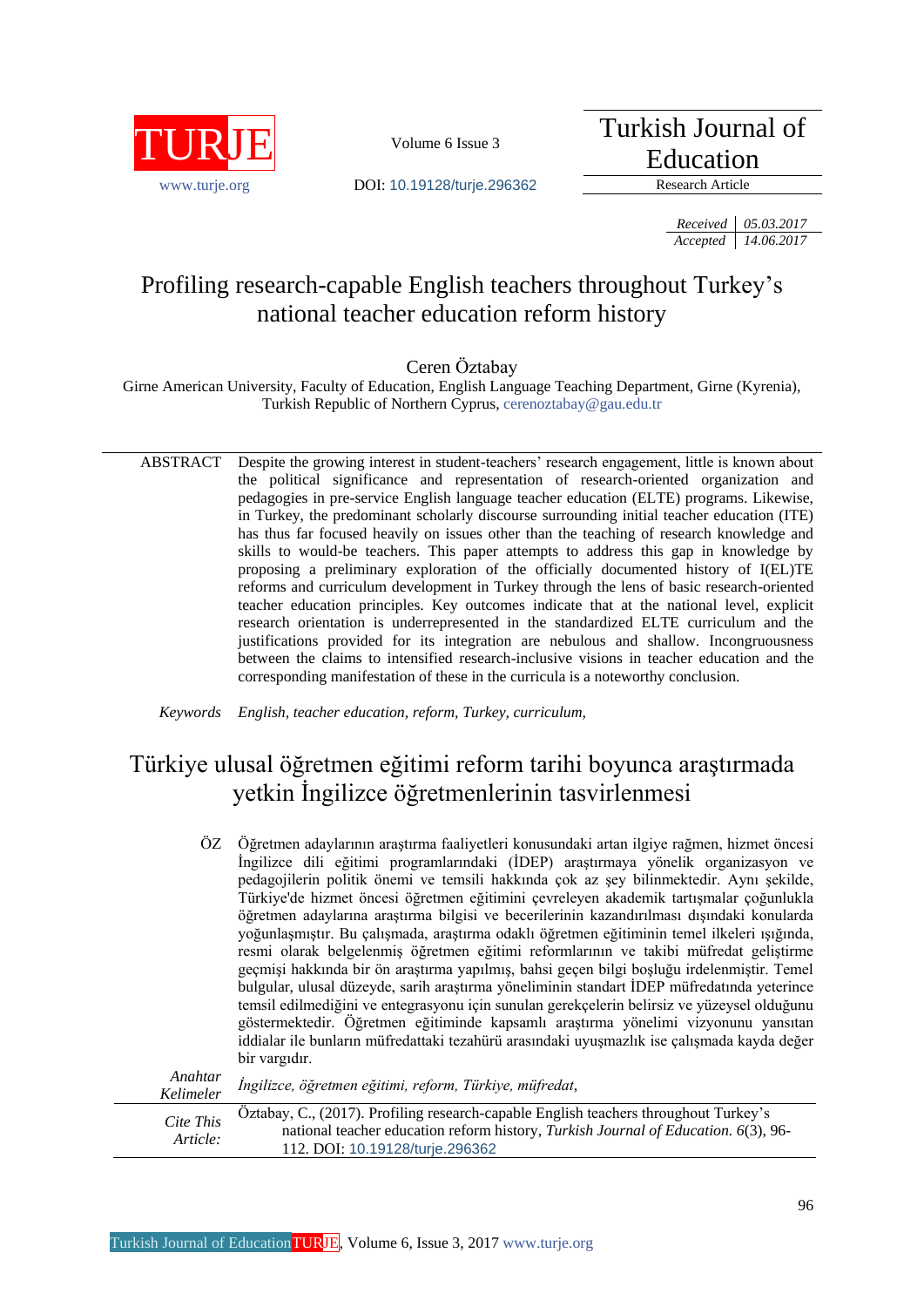TURJE

www.turje.org

Volume 6 Issue 3

DOI: 10.19128/turje.296362

Turkish Journal of Education

Research Article

*Received* | *05.03.2017*
*Accepted* | *14.06.2017*

# Profiling research-capable English teachers throughout Turkey's national teacher education reform history

Ceren Öztabay

Girne American University, Faculty of Education, English Language Teaching Department, Girne (Kyrenia), Turkish Republic of Northern Cyprus, cerenoztabay@gau.edu.tr

ABSTRACT Despite the growing interest in student-teachers' research engagement, little is known about the political significance and representation of research-oriented organization and pedagogies in pre-service English language teacher education (ELTE) programs. Likewise, in Turkey, the predominant scholarly discourse surrounding initial teacher education (ITE) has thus far focused heavily on issues other than the teaching of research knowledge and skills to would-be teachers. This paper attempts to address this gap in knowledge by proposing a preliminary exploration of the officially documented history of I(EL)TE reforms and curriculum development in Turkey through the lens of basic research-oriented teacher education principles. Key outcomes indicate that at the national level, explicit research orientation is underrepresented in the standardized ELTE curriculum and the justifications provided for its integration are nebulous and shallow. Incongruousness between the claims to intensified research-inclusive visions in teacher education and the corresponding manifestation of these in the curricula is a noteworthy conclusion.

*Keywords* *English, teacher education, reform, Turkey, curriculum,*

# Türkiye ulusal öğretmen eğitimi reform tarihi boyunca araştırmada yetkin İngilizce öğretmenlerinin tasvirlenmesi

ÖZ Öğretmen adaylarının araştırma faaliyetleri konusundaki artan ilgiye rağmen, hizmet öncesi İngilizce dili eğitimi programlarındaki (İDEP) araştırmaya yönelik organizasyon ve pedagojilerin politik önemi ve temsili hakkında çok az şey bilinmektedir. Aynı şekilde, Türkiye'de hizmet öncesi öğretmen eğitimini çevreleyen akademik tartışmalar çoğunlukla öğretmen adaylarına araştırma bilgisi ve becerilerinin kazandırılması dışındaki konularda yoğunlaşmıştır. Bu çalışmada, araştırma odaklı öğretmen eğitiminin temel ilkeleri ışığında, resmi olarak belgelenmiş öğretmen eğitimi reformlarının ve takibi müfredat geliştirme geçmişi hakkında bir ön araştırma yapılmış, bahsi geçen bilgi boşluğu irdelenmiştir. Temel bulgular, ulusal düzeyde, sarih araştırma yöneliminin standart İDEP müfredatında yeterince temsil edilmediğini ve entegrasyonu için sunulan gerekçelerin belirsiz ve yüzeysel olduğunu göstermektedir. Öğretmen eğitiminde kapsamlı araştırma yönelimi vizyonunu yansıtan iddialar ile bunların müfredattaki tezahürü arasındaki uyuşmazlık ise çalışmada kayda değer bir vargıdır.

*Anahtar Kelimeler* *İngilizce, öğretmen eğitimi, reform, Türkiye, müfredat,*

*Cite This Article:* Öztabay, C., (2017). Profiling research-capable English teachers throughout Turkey's national teacher education reform history, *Turkish Journal of Education. 6*(3), 96-112. DOI: 10.19128/turje.296362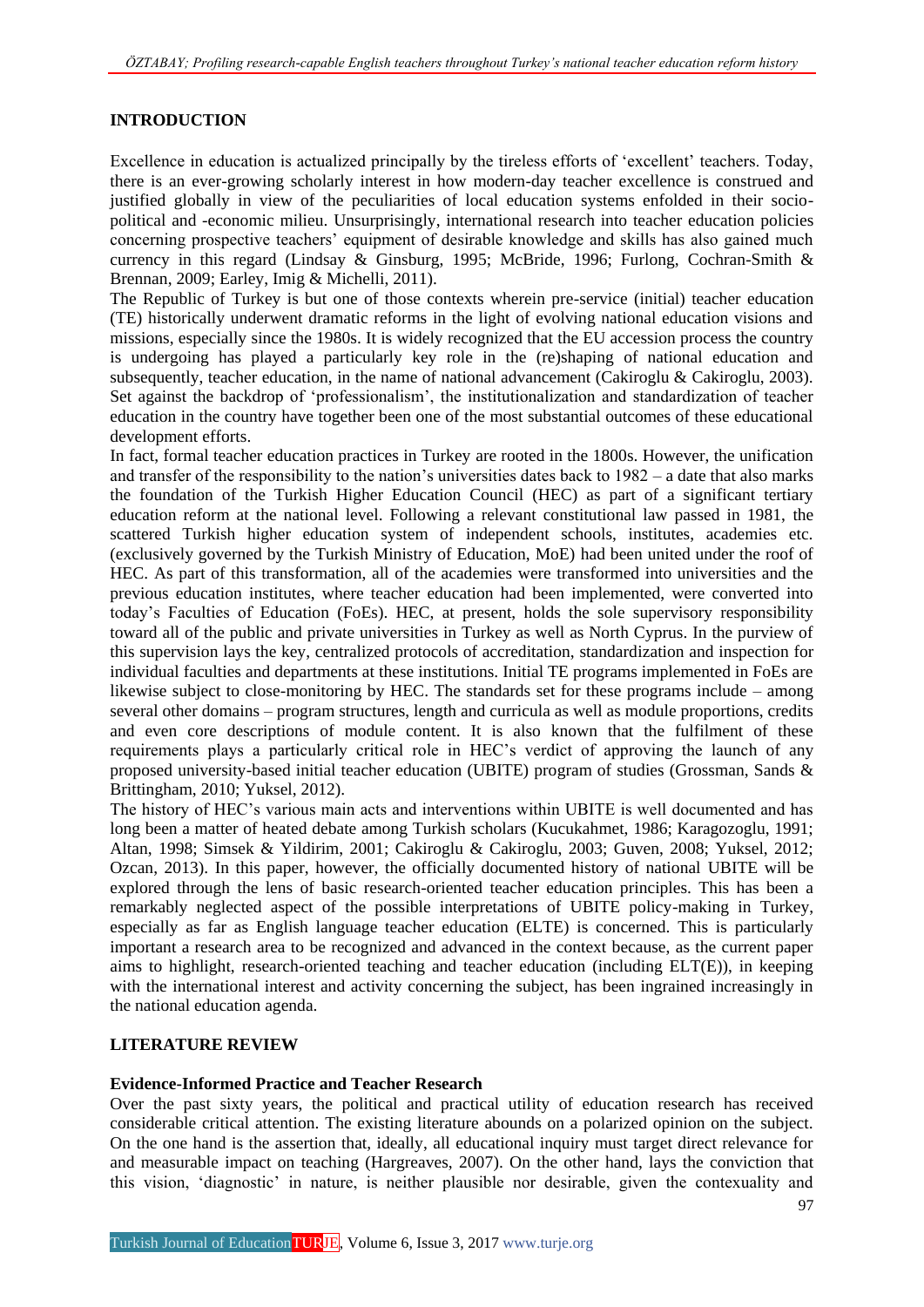## INTRODUCTION

Excellence in education is actualized principally by the tireless efforts of 'excellent' teachers. Today, there is an ever-growing scholarly interest in how modern-day teacher excellence is construed and justified globally in view of the peculiarities of local education systems enfolded in their socio-political and -economic milieu. Unsurprisingly, international research into teacher education policies concerning prospective teachers' equipment of desirable knowledge and skills has also gained much currency in this regard (Lindsay & Ginsburg, 1995; McBride, 1996; Furlong, Cochran-Smith & Brennan, 2009; Earley, Imig & Michelli, 2011).

The Republic of Turkey is but one of those contexts wherein pre-service (initial) teacher education (TE) historically underwent dramatic reforms in the light of evolving national education visions and missions, especially since the 1980s. It is widely recognized that the EU accession process the country is undergoing has played a particularly key role in the (re)shaping of national education and subsequently, teacher education, in the name of national advancement (Cakiroglu & Cakiroglu, 2003). Set against the backdrop of 'professionalism', the institutionalization and standardization of teacher education in the country have together been one of the most substantial outcomes of these educational development efforts.

In fact, formal teacher education practices in Turkey are rooted in the 1800s. However, the unification and transfer of the responsibility to the nation's universities dates back to 1982 – a date that also marks the foundation of the Turkish Higher Education Council (HEC) as part of a significant tertiary education reform at the national level. Following a relevant constitutional law passed in 1981, the scattered Turkish higher education system of independent schools, institutes, academies etc. (exclusively governed by the Turkish Ministry of Education, MoE) had been united under the roof of HEC. As part of this transformation, all of the academies were transformed into universities and the previous education institutes, where teacher education had been implemented, were converted into today's Faculties of Education (FoEs). HEC, at present, holds the sole supervisory responsibility toward all of the public and private universities in Turkey as well as North Cyprus. In the purview of this supervision lays the key, centralized protocols of accreditation, standardization and inspection for individual faculties and departments at these institutions. Initial TE programs implemented in FoEs are likewise subject to close-monitoring by HEC. The standards set for these programs include – among several other domains – program structures, length and curricula as well as module proportions, credits and even core descriptions of module content. It is also known that the fulfilment of these requirements plays a particularly critical role in HEC's verdict of approving the launch of any proposed university-based initial teacher education (UBITE) program of studies (Grossman, Sands & Brittingham, 2010; Yuksel, 2012).

The history of HEC's various main acts and interventions within UBITE is well documented and has long been a matter of heated debate among Turkish scholars (Kucukahmet, 1986; Karagozoglu, 1991; Altan, 1998; Simsek & Yildirim, 2001; Cakiroglu & Cakiroglu, 2003; Guven, 2008; Yuksel, 2012; Ozcan, 2013). In this paper, however, the officially documented history of national UBITE will be explored through the lens of basic research-oriented teacher education principles. This has been a remarkably neglected aspect of the possible interpretations of UBITE policy-making in Turkey, especially as far as English language teacher education (ELTE) is concerned. This is particularly important a research area to be recognized and advanced in the context because, as the current paper aims to highlight, research-oriented teaching and teacher education (including ELT(E)), in keeping with the international interest and activity concerning the subject, has been ingrained increasingly in the national education agenda.

## LITERATURE REVIEW

### Evidence-Informed Practice and Teacher Research

Over the past sixty years, the political and practical utility of education research has received considerable critical attention. The existing literature abounds on a polarized opinion on the subject. On the one hand is the assertion that, ideally, all educational inquiry must target direct relevance for and measurable impact on teaching (Hargreaves, 2007). On the other hand, lays the conviction that this vision, 'diagnostic' in nature, is neither plausible nor desirable, given the contexuality and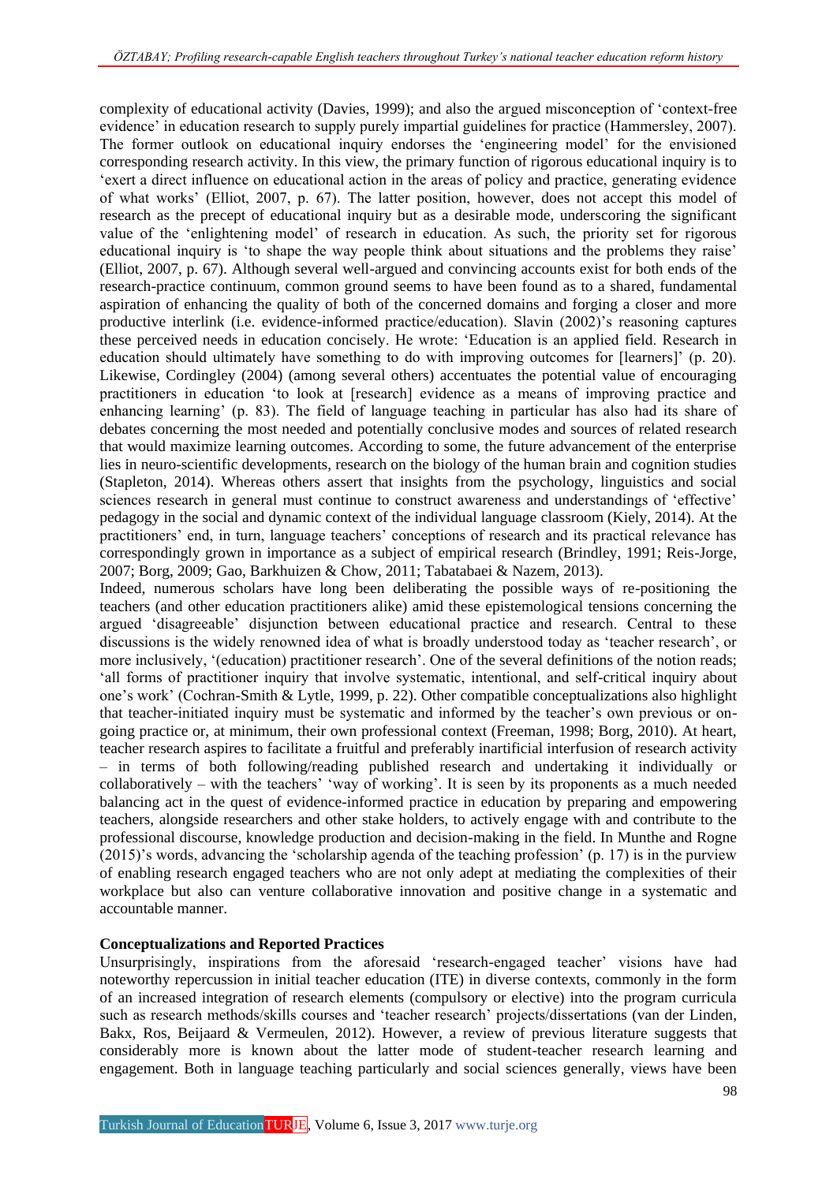complexity of educational activity (Davies, 1999); and also the argued misconception of 'context-free evidence' in education research to supply purely impartial guidelines for practice (Hammersley, 2007). The former outlook on educational inquiry endorses the 'engineering model' for the envisioned corresponding research activity. In this view, the primary function of rigorous educational inquiry is to 'exert a direct influence on educational action in the areas of policy and practice, generating evidence of what works' (Elliot, 2007, p. 67). The latter position, however, does not accept this model of research as the precept of educational inquiry but as a desirable mode, underscoring the significant value of the 'enlightening model' of research in education. As such, the priority set for rigorous educational inquiry is 'to shape the way people think about situations and the problems they raise' (Elliot, 2007, p. 67). Although several well-argued and convincing accounts exist for both ends of the research-practice continuum, common ground seems to have been found as to a shared, fundamental aspiration of enhancing the quality of both of the concerned domains and forging a closer and more productive interlink (i.e. evidence-informed practice/education). Slavin (2002)'s reasoning captures these perceived needs in education concisely. He wrote: 'Education is an applied field. Research in education should ultimately have something to do with improving outcomes for [learners]' (p. 20). Likewise, Cordingley (2004) (among several others) accentuates the potential value of encouraging practitioners in education 'to look at [research] evidence as a means of improving practice and enhancing learning' (p. 83). The field of language teaching in particular has also had its share of debates concerning the most needed and potentially conclusive modes and sources of related research that would maximize learning outcomes. According to some, the future advancement of the enterprise lies in neuro-scientific developments, research on the biology of the human brain and cognition studies (Stapleton, 2014). Whereas others assert that insights from the psychology, linguistics and social sciences research in general must continue to construct awareness and understandings of 'effective' pedagogy in the social and dynamic context of the individual language classroom (Kiely, 2014). At the practitioners' end, in turn, language teachers' conceptions of research and its practical relevance has correspondingly grown in importance as a subject of empirical research (Brindley, 1991; Reis-Jorge, 2007; Borg, 2009; Gao, Barkhuizen & Chow, 2011; Tabatabaei & Nazem, 2013).

Indeed, numerous scholars have long been deliberating the possible ways of re-positioning the teachers (and other education practitioners alike) amid these epistemological tensions concerning the argued 'disagreeable' disjunction between educational practice and research. Central to these discussions is the widely renowned idea of what is broadly understood today as 'teacher research', or more inclusively, '(education) practitioner research'. One of the several definitions of the notion reads; 'all forms of practitioner inquiry that involve systematic, intentional, and self-critical inquiry about one's work' (Cochran-Smith & Lytle, 1999, p. 22). Other compatible conceptualizations also highlight that teacher-initiated inquiry must be systematic and informed by the teacher's own previous or on-going practice or, at minimum, their own professional context (Freeman, 1998; Borg, 2010). At heart, teacher research aspires to facilitate a fruitful and preferably inartificial interfusion of research activity – in terms of both following/reading published research and undertaking it individually or collaboratively – with the teachers' 'way of working'. It is seen by its proponents as a much needed balancing act in the quest of evidence-informed practice in education by preparing and empowering teachers, alongside researchers and other stake holders, to actively engage with and contribute to the professional discourse, knowledge production and decision-making in the field. In Munthe and Rogne (2015)'s words, advancing the 'scholarship agenda of the teaching profession' (p. 17) is in the purview of enabling research engaged teachers who are not only adept at mediating the complexities of their workplace but also can venture collaborative innovation and positive change in a systematic and accountable manner.

## Conceptualizations and Reported Practices

Unsurprisingly, inspirations from the aforesaid 'research-engaged teacher' visions have had noteworthy repercussion in initial teacher education (ITE) in diverse contexts, commonly in the form of an increased integration of research elements (compulsory or elective) into the program curricula such as research methods/skills courses and 'teacher research' projects/dissertations (van der Linden, Bakx, Ros, Beijaard & Vermeulen, 2012). However, a review of previous literature suggests that considerably more is known about the latter mode of student-teacher research learning and engagement. Both in language teaching particularly and social sciences generally, views have been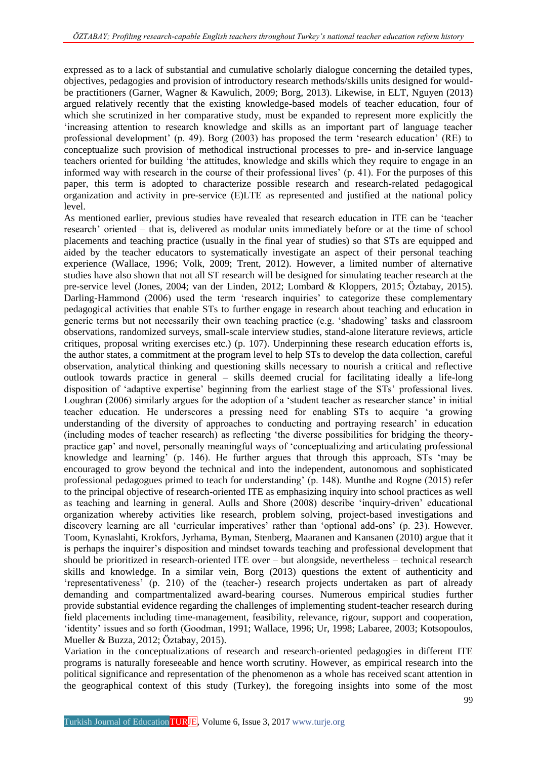expressed as to a lack of substantial and cumulative scholarly dialogue concerning the detailed types, objectives, pedagogies and provision of introductory research methods/skills units designed for would-be practitioners (Garner, Wagner & Kawulich, 2009; Borg, 2013). Likewise, in ELT, Nguyen (2013) argued relatively recently that the existing knowledge-based models of teacher education, four of which she scrutinized in her comparative study, must be expanded to represent more explicitly the 'increasing attention to research knowledge and skills as an important part of language teacher professional development' (p. 49). Borg (2003) has proposed the term 'research education' (RE) to conceptualize such provision of methodical instructional processes to pre- and in-service language teachers oriented for building 'the attitudes, knowledge and skills which they require to engage in an informed way with research in the course of their professional lives' (p. 41). For the purposes of this paper, this term is adopted to characterize possible research and research-related pedagogical organization and activity in pre-service (E)LTE as represented and justified at the national policy level.

As mentioned earlier, previous studies have revealed that research education in ITE can be 'teacher research' oriented – that is, delivered as modular units immediately before or at the time of school placements and teaching practice (usually in the final year of studies) so that STs are equipped and aided by the teacher educators to systematically investigate an aspect of their personal teaching experience (Wallace, 1996; Volk, 2009; Trent, 2012). However, a limited number of alternative studies have also shown that not all ST research will be designed for simulating teacher research at the pre-service level (Jones, 2004; van der Linden, 2012; Lombard & Kloppers, 2015; Öztabay, 2015). Darling-Hammond (2006) used the term 'research inquiries' to categorize these complementary pedagogical activities that enable STs to further engage in research about teaching and education in generic terms but not necessarily their own teaching practice (e.g. 'shadowing' tasks and classroom observations, randomized surveys, small-scale interview studies, stand-alone literature reviews, article critiques, proposal writing exercises etc.) (p. 107). Underpinning these research education efforts is, the author states, a commitment at the program level to help STs to develop the data collection, careful observation, analytical thinking and questioning skills necessary to nourish a critical and reflective outlook towards practice in general – skills deemed crucial for facilitating ideally a life-long disposition of 'adaptive expertise' beginning from the earliest stage of the STs' professional lives. Loughran (2006) similarly argues for the adoption of a 'student teacher as researcher stance' in initial teacher education. He underscores a pressing need for enabling STs to acquire 'a growing understanding of the diversity of approaches to conducting and portraying research' in education (including modes of teacher research) as reflecting 'the diverse possibilities for bridging the theory-practice gap' and novel, personally meaningful ways of 'conceptualizing and articulating professional knowledge and learning' (p. 146). He further argues that through this approach, STs 'may be encouraged to grow beyond the technical and into the independent, autonomous and sophisticated professional pedagogues primed to teach for understanding' (p. 148). Munthe and Rogne (2015) refer to the principal objective of research-oriented ITE as emphasizing inquiry into school practices as well as teaching and learning in general. Aulls and Shore (2008) describe 'inquiry-driven' educational organization whereby activities like research, problem solving, project-based investigations and discovery learning are all 'curricular imperatives' rather than 'optional add-ons' (p. 23). However, Toom, Kynaslahti, Krokfors, Jyrhama, Byman, Stenberg, Maaranen and Kansanen (2010) argue that it is perhaps the inquirer's disposition and mindset towards teaching and professional development that should be prioritized in research-oriented ITE over – but alongside, nevertheless – technical research skills and knowledge. In a similar vein, Borg (2013) questions the extent of authenticity and 'representativeness' (p. 210) of the (teacher-) research projects undertaken as part of already demanding and compartmentalized award-bearing courses. Numerous empirical studies further provide substantial evidence regarding the challenges of implementing student-teacher research during field placements including time-management, feasibility, relevance, rigour, support and cooperation, 'identity' issues and so forth (Goodman, 1991; Wallace, 1996; Ur, 1998; Labaree, 2003; Kotsopoulos, Mueller & Buzza, 2012; Öztabay, 2015).

Variation in the conceptualizations of research and research-oriented pedagogies in different ITE programs is naturally foreseeable and hence worth scrutiny. However, as empirical research into the political significance and representation of the phenomenon as a whole has received scant attention in the geographical context of this study (Turkey), the foregoing insights into some of the most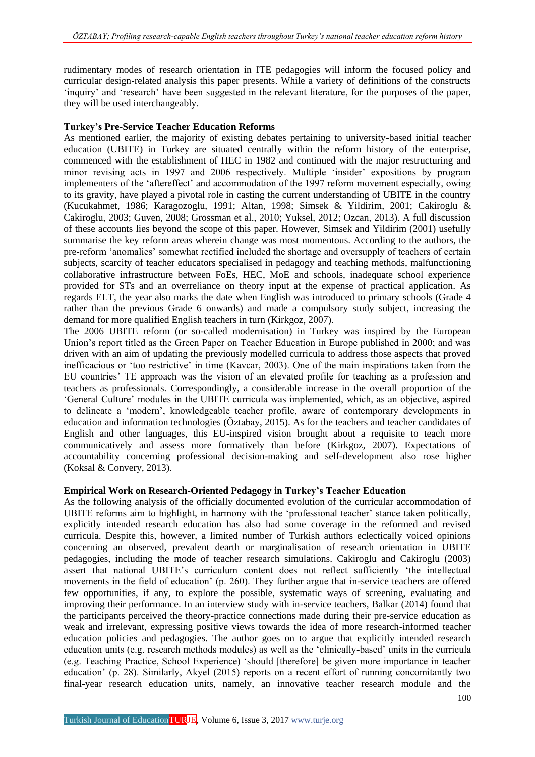rudimentary modes of research orientation in ITE pedagogies will inform the focused policy and curricular design-related analysis this paper presents. While a variety of definitions of the constructs 'inquiry' and 'research' have been suggested in the relevant literature, for the purposes of the paper, they will be used interchangeably.

**Turkey's Pre-Service Teacher Education Reforms**

As mentioned earlier, the majority of existing debates pertaining to university-based initial teacher education (UBITE) in Turkey are situated centrally within the reform history of the enterprise, commenced with the establishment of HEC in 1982 and continued with the major restructuring and minor revising acts in 1997 and 2006 respectively. Multiple 'insider' expositions by program implementers of the 'aftereffect' and accommodation of the 1997 reform movement especially, owing to its gravity, have played a pivotal role in casting the current understanding of UBITE in the country (Kucukahmet, 1986; Karagozoglu, 1991; Altan, 1998; Simsek & Yildirim, 2001; Cakiroglu & Cakiroglu, 2003; Guven, 2008; Grossman et al., 2010; Yuksel, 2012; Ozcan, 2013). A full discussion of these accounts lies beyond the scope of this paper. However, Simsek and Yildirim (2001) usefully summarise the key reform areas wherein change was most momentous. According to the authors, the pre-reform 'anomalies' somewhat rectified included the shortage and oversupply of teachers of certain subjects, scarcity of teacher educators specialised in pedagogy and teaching methods, malfunctioning collaborative infrastructure between FoEs, HEC, MoE and schools, inadequate school experience provided for STs and an overreliance on theory input at the expense of practical application. As regards ELT, the year also marks the date when English was introduced to primary schools (Grade 4 rather than the previous Grade 6 onwards) and made a compulsory study subject, increasing the demand for more qualified English teachers in turn (Kirkgoz, 2007).

The 2006 UBITE reform (or so-called modernisation) in Turkey was inspired by the European Union's report titled as the Green Paper on Teacher Education in Europe published in 2000; and was driven with an aim of updating the previously modelled curricula to address those aspects that proved inefficacious or 'too restrictive' in time (Kavcar, 2003). One of the main inspirations taken from the EU countries' TE approach was the vision of an elevated profile for teaching as a profession and teachers as professionals. Correspondingly, a considerable increase in the overall proportion of the 'General Culture' modules in the UBITE curricula was implemented, which, as an objective, aspired to delineate a 'modern', knowledgeable teacher profile, aware of contemporary developments in education and information technologies (Öztabay, 2015). As for the teachers and teacher candidates of English and other languages, this EU-inspired vision brought about a requisite to teach more communicatively and assess more formatively than before (Kirkgoz, 2007). Expectations of accountability concerning professional decision-making and self-development also rose higher (Koksal & Convery, 2013).

**Empirical Work on Research-Oriented Pedagogy in Turkey's Teacher Education**

As the following analysis of the officially documented evolution of the curricular accommodation of UBITE reforms aim to highlight, in harmony with the 'professional teacher' stance taken politically, explicitly intended research education has also had some coverage in the reformed and revised curricula. Despite this, however, a limited number of Turkish authors eclectically voiced opinions concerning an observed, prevalent dearth or marginalisation of research orientation in UBITE pedagogies, including the mode of teacher research simulations. Cakiroglu and Cakiroglu (2003) assert that national UBITE's curriculum content does not reflect sufficiently 'the intellectual movements in the field of education' (p. 260). They further argue that in-service teachers are offered few opportunities, if any, to explore the possible, systematic ways of screening, evaluating and improving their performance. In an interview study with in-service teachers, Balkar (2014) found that the participants perceived the theory-practice connections made during their pre-service education as weak and irrelevant, expressing positive views towards the idea of more research-informed teacher education policies and pedagogies. The author goes on to argue that explicitly intended research education units (e.g. research methods modules) as well as the 'clinically-based' units in the curricula (e.g. Teaching Practice, School Experience) 'should [therefore] be given more importance in teacher education' (p. 28). Similarly, Akyel (2015) reports on a recent effort of running concomitantly two final-year research education units, namely, an innovative teacher research module and the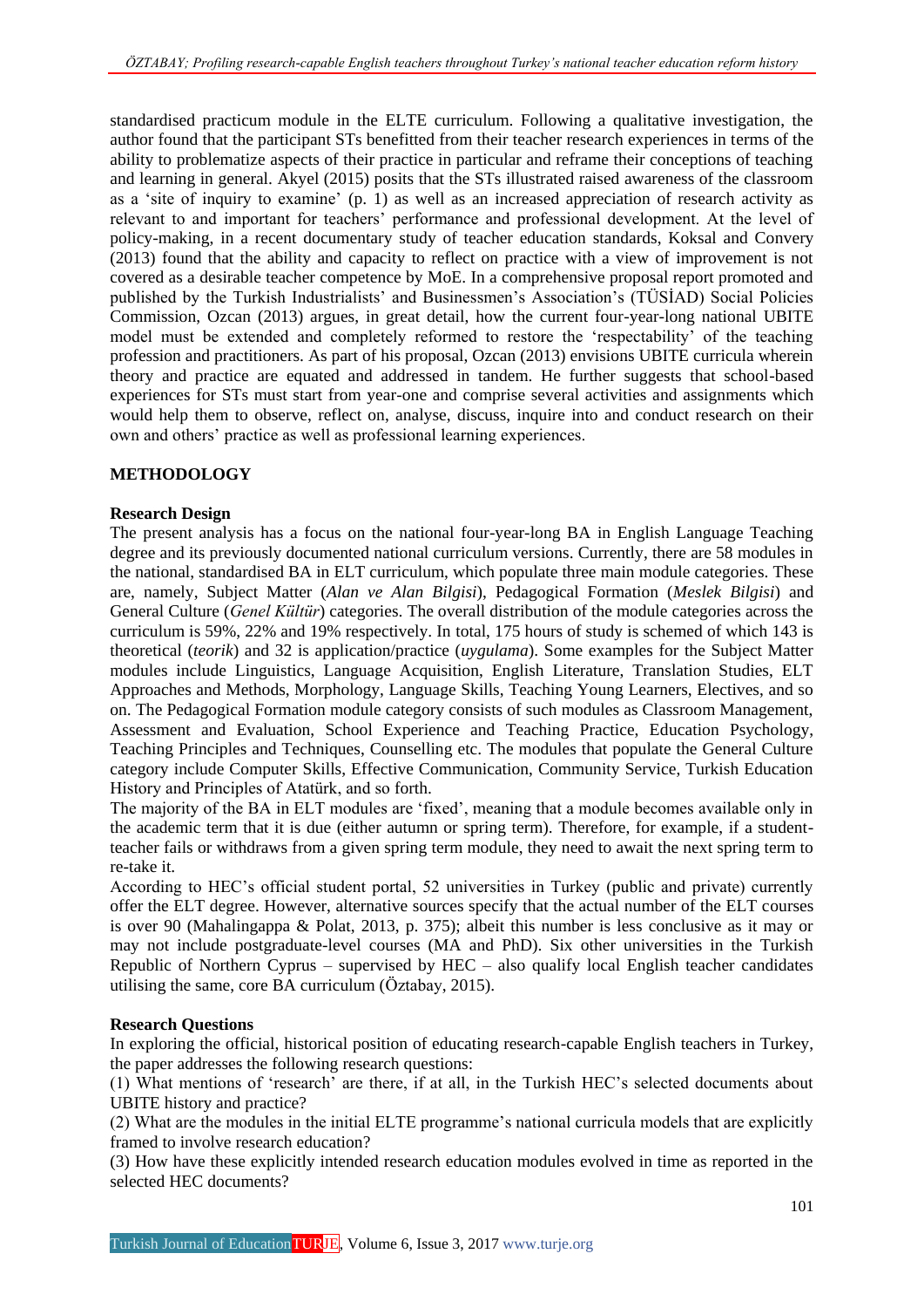standardised practicum module in the ELTE curriculum. Following a qualitative investigation, the author found that the participant STs benefitted from their teacher research experiences in terms of the ability to problematize aspects of their practice in particular and reframe their conceptions of teaching and learning in general. Akyel (2015) posits that the STs illustrated raised awareness of the classroom as a 'site of inquiry to examine' (p. 1) as well as an increased appreciation of research activity as relevant to and important for teachers' performance and professional development. At the level of policy-making, in a recent documentary study of teacher education standards, Koksal and Convery (2013) found that the ability and capacity to reflect on practice with a view of improvement is not covered as a desirable teacher competence by MoE. In a comprehensive proposal report promoted and published by the Turkish Industrialists' and Businessmen's Association's (TÜSİAD) Social Policies Commission, Ozcan (2013) argues, in great detail, how the current four-year-long national UBITE model must be extended and completely reformed to restore the 'respectability' of the teaching profession and practitioners. As part of his proposal, Ozcan (2013) envisions UBITE curricula wherein theory and practice are equated and addressed in tandem. He further suggests that school-based experiences for STs must start from year-one and comprise several activities and assignments which would help them to observe, reflect on, analyse, discuss, inquire into and conduct research on their own and others' practice as well as professional learning experiences.

## METHODOLOGY

### Research Design

The present analysis has a focus on the national four-year-long BA in English Language Teaching degree and its previously documented national curriculum versions. Currently, there are 58 modules in the national, standardised BA in ELT curriculum, which populate three main module categories. These are, namely, Subject Matter (*Alan ve Alan Bilgisi*), Pedagogical Formation (*Meslek Bilgisi*) and General Culture (*Genel Kültür*) categories. The overall distribution of the module categories across the curriculum is 59%, 22% and 19% respectively. In total, 175 hours of study is schemed of which 143 is theoretical (*teorik*) and 32 is application/practice (*uygulama*). Some examples for the Subject Matter modules include Linguistics, Language Acquisition, English Literature, Translation Studies, ELT Approaches and Methods, Morphology, Language Skills, Teaching Young Learners, Electives, and so on. The Pedagogical Formation module category consists of such modules as Classroom Management, Assessment and Evaluation, School Experience and Teaching Practice, Education Psychology, Teaching Principles and Techniques, Counselling etc. The modules that populate the General Culture category include Computer Skills, Effective Communication, Community Service, Turkish Education History and Principles of Atatürk, and so forth.

The majority of the BA in ELT modules are 'fixed', meaning that a module becomes available only in the academic term that it is due (either autumn or spring term). Therefore, for example, if a student-teacher fails or withdraws from a given spring term module, they need to await the next spring term to re-take it.

According to HEC's official student portal, 52 universities in Turkey (public and private) currently offer the ELT degree. However, alternative sources specify that the actual number of the ELT courses is over 90 (Mahalingappa & Polat, 2013, p. 375); albeit this number is less conclusive as it may or may not include postgraduate-level courses (MA and PhD). Six other universities in the Turkish Republic of Northern Cyprus – supervised by HEC – also qualify local English teacher candidates utilising the same, core BA curriculum (Öztabay, 2015).

### Research Questions

In exploring the official, historical position of educating research-capable English teachers in Turkey, the paper addresses the following research questions:

(1) What mentions of 'research' are there, if at all, in the Turkish HEC's selected documents about UBITE history and practice?

(2) What are the modules in the initial ELTE programme's national curricula models that are explicitly framed to involve research education?

(3) How have these explicitly intended research education modules evolved in time as reported in the selected HEC documents?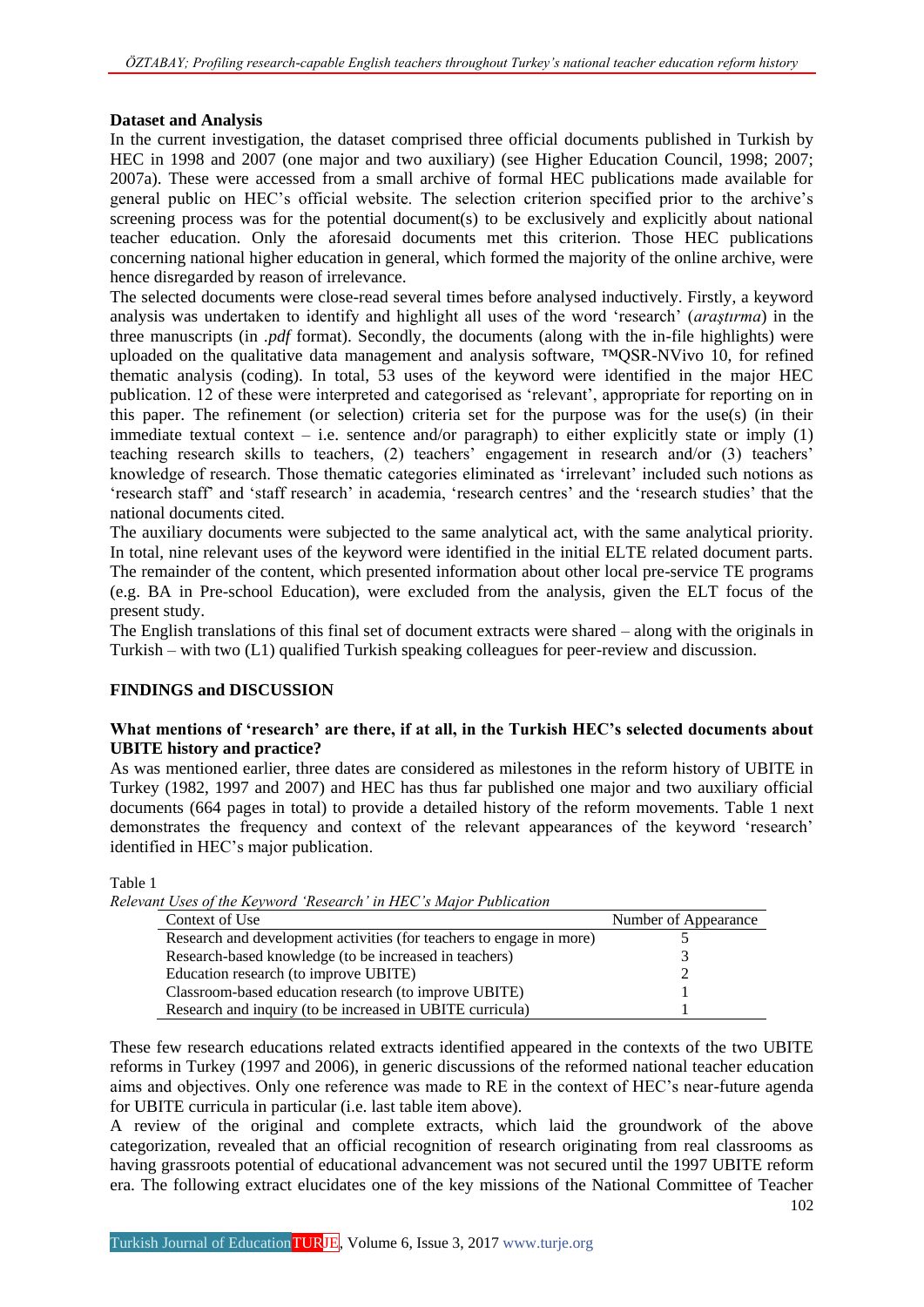### Dataset and Analysis

In the current investigation, the dataset comprised three official documents published in Turkish by HEC in 1998 and 2007 (one major and two auxiliary) (see Higher Education Council, 1998; 2007; 2007a). These were accessed from a small archive of formal HEC publications made available for general public on HEC's official website. The selection criterion specified prior to the archive's screening process was for the potential document(s) to be exclusively and explicitly about national teacher education. Only the aforesaid documents met this criterion. Those HEC publications concerning national higher education in general, which formed the majority of the online archive, were hence disregarded by reason of irrelevance.

The selected documents were close-read several times before analysed inductively. Firstly, a keyword analysis was undertaken to identify and highlight all uses of the word 'research' (*araştırma*) in the three manuscripts (in *.pdf* format). Secondly, the documents (along with the in-file highlights) were uploaded on the qualitative data management and analysis software, ™QSR-NVivo 10, for refined thematic analysis (coding). In total, 53 uses of the keyword were identified in the major HEC publication. 12 of these were interpreted and categorised as 'relevant', appropriate for reporting on in this paper. The refinement (or selection) criteria set for the purpose was for the use(s) (in their immediate textual context – i.e. sentence and/or paragraph) to either explicitly state or imply (1) teaching research skills to teachers, (2) teachers' engagement in research and/or (3) teachers' knowledge of research. Those thematic categories eliminated as 'irrelevant' included such notions as 'research staff' and 'staff research' in academia, 'research centres' and the 'research studies' that the national documents cited.

The auxiliary documents were subjected to the same analytical act, with the same analytical priority. In total, nine relevant uses of the keyword were identified in the initial ELTE related document parts. The remainder of the content, which presented information about other local pre-service TE programs (e.g. BA in Pre-school Education), were excluded from the analysis, given the ELT focus of the present study.

The English translations of this final set of document extracts were shared – along with the originals in Turkish – with two (L1) qualified Turkish speaking colleagues for peer-review and discussion.

## FINDINGS and DISCUSSION

### What mentions of 'research' are there, if at all, in the Turkish HEC's selected documents about UBITE history and practice?

As was mentioned earlier, three dates are considered as milestones in the reform history of UBITE in Turkey (1982, 1997 and 2007) and HEC has thus far published one major and two auxiliary official documents (664 pages in total) to provide a detailed history of the reform movements. Table 1 next demonstrates the frequency and context of the relevant appearances of the keyword 'research' identified in HEC's major publication.

Table 1

*Relevant Uses of the Keyword 'Research' in HEC's Major Publication*

| Context of Use | Number of Appearance |
|---|---|
| Research and development activities (for teachers to engage in more) | 5 |
| Research-based knowledge (to be increased in teachers) | 3 |
| Education research (to improve UBITE) | 2 |
| Classroom-based education research (to improve UBITE) | 1 |
| Research and inquiry (to be increased in UBITE curricula) | 1 |

These few research educations related extracts identified appeared in the contexts of the two UBITE reforms in Turkey (1997 and 2006), in generic discussions of the reformed national teacher education aims and objectives. Only one reference was made to RE in the context of HEC's near-future agenda for UBITE curricula in particular (i.e. last table item above).

A review of the original and complete extracts, which laid the groundwork of the above categorization, revealed that an official recognition of research originating from real classrooms as having grassroots potential of educational advancement was not secured until the 1997 UBITE reform era. The following extract elucidates one of the key missions of the National Committee of Teacher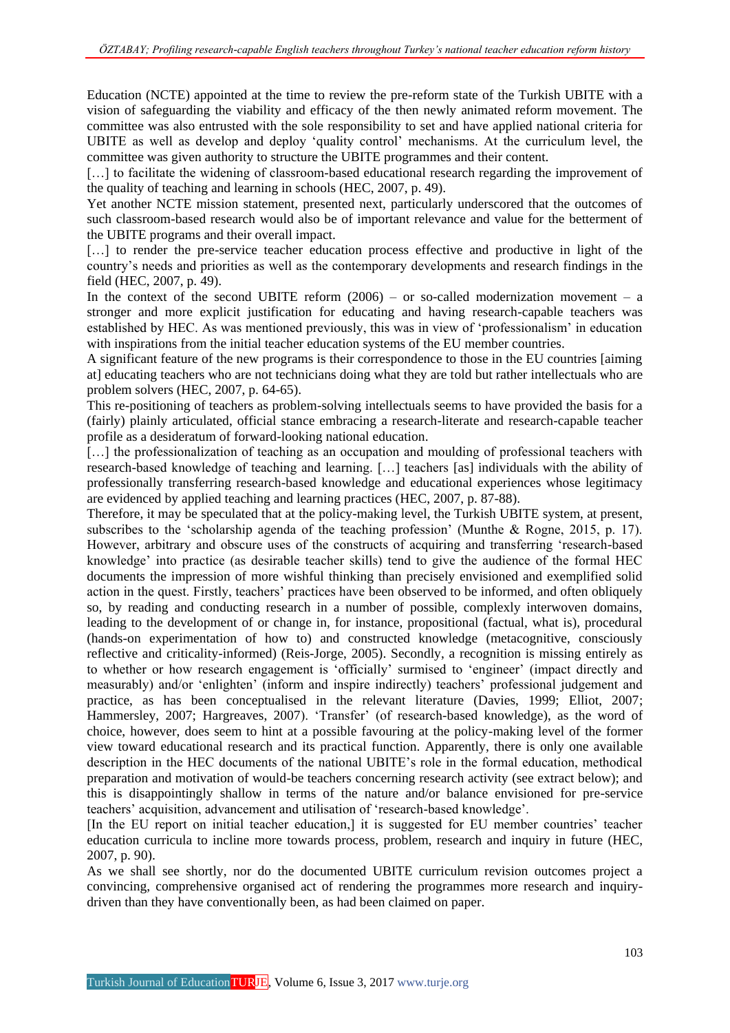Education (NCTE) appointed at the time to review the pre-reform state of the Turkish UBITE with a vision of safeguarding the viability and efficacy of the then newly animated reform movement. The committee was also entrusted with the sole responsibility to set and have applied national criteria for UBITE as well as develop and deploy 'quality control' mechanisms. At the curriculum level, the committee was given authority to structure the UBITE programmes and their content.

[…] to facilitate the widening of classroom-based educational research regarding the improvement of the quality of teaching and learning in schools (HEC, 2007, p. 49).

Yet another NCTE mission statement, presented next, particularly underscored that the outcomes of such classroom-based research would also be of important relevance and value for the betterment of the UBITE programs and their overall impact.

[…] to render the pre-service teacher education process effective and productive in light of the country's needs and priorities as well as the contemporary developments and research findings in the field (HEC, 2007, p. 49).

In the context of the second UBITE reform (2006) – or so-called modernization movement – a stronger and more explicit justification for educating and having research-capable teachers was established by HEC. As was mentioned previously, this was in view of 'professionalism' in education with inspirations from the initial teacher education systems of the EU member countries.

A significant feature of the new programs is their correspondence to those in the EU countries [aiming at] educating teachers who are not technicians doing what they are told but rather intellectuals who are problem solvers (HEC, 2007, p. 64-65).

This re-positioning of teachers as problem-solving intellectuals seems to have provided the basis for a (fairly) plainly articulated, official stance embracing a research-literate and research-capable teacher profile as a desideratum of forward-looking national education.

[…] the professionalization of teaching as an occupation and moulding of professional teachers with research-based knowledge of teaching and learning. […] teachers [as] individuals with the ability of professionally transferring research-based knowledge and educational experiences whose legitimacy are evidenced by applied teaching and learning practices (HEC, 2007, p. 87-88).

Therefore, it may be speculated that at the policy-making level, the Turkish UBITE system, at present, subscribes to the 'scholarship agenda of the teaching profession' (Munthe & Rogne, 2015, p. 17). However, arbitrary and obscure uses of the constructs of acquiring and transferring 'research-based knowledge' into practice (as desirable teacher skills) tend to give the audience of the formal HEC documents the impression of more wishful thinking than precisely envisioned and exemplified solid action in the quest. Firstly, teachers' practices have been observed to be informed, and often obliquely so, by reading and conducting research in a number of possible, complexly interwoven domains, leading to the development of or change in, for instance, propositional (factual, what is), procedural (hands-on experimentation of how to) and constructed knowledge (metacognitive, consciously reflective and criticality-informed) (Reis-Jorge, 2005). Secondly, a recognition is missing entirely as to whether or how research engagement is 'officially' surmised to 'engineer' (impact directly and measurably) and/or 'enlighten' (inform and inspire indirectly) teachers' professional judgement and practice, as has been conceptualised in the relevant literature (Davies, 1999; Elliot, 2007; Hammersley, 2007; Hargreaves, 2007). 'Transfer' (of research-based knowledge), as the word of choice, however, does seem to hint at a possible favouring at the policy-making level of the former view toward educational research and its practical function. Apparently, there is only one available description in the HEC documents of the national UBITE's role in the formal education, methodical preparation and motivation of would-be teachers concerning research activity (see extract below); and this is disappointingly shallow in terms of the nature and/or balance envisioned for pre-service teachers' acquisition, advancement and utilisation of 'research-based knowledge'.

[In the EU report on initial teacher education,] it is suggested for EU member countries' teacher education curricula to incline more towards process, problem, research and inquiry in future (HEC, 2007, p. 90).

As we shall see shortly, nor do the documented UBITE curriculum revision outcomes project a convincing, comprehensive organised act of rendering the programmes more research and inquiry-driven than they have conventionally been, as had been claimed on paper.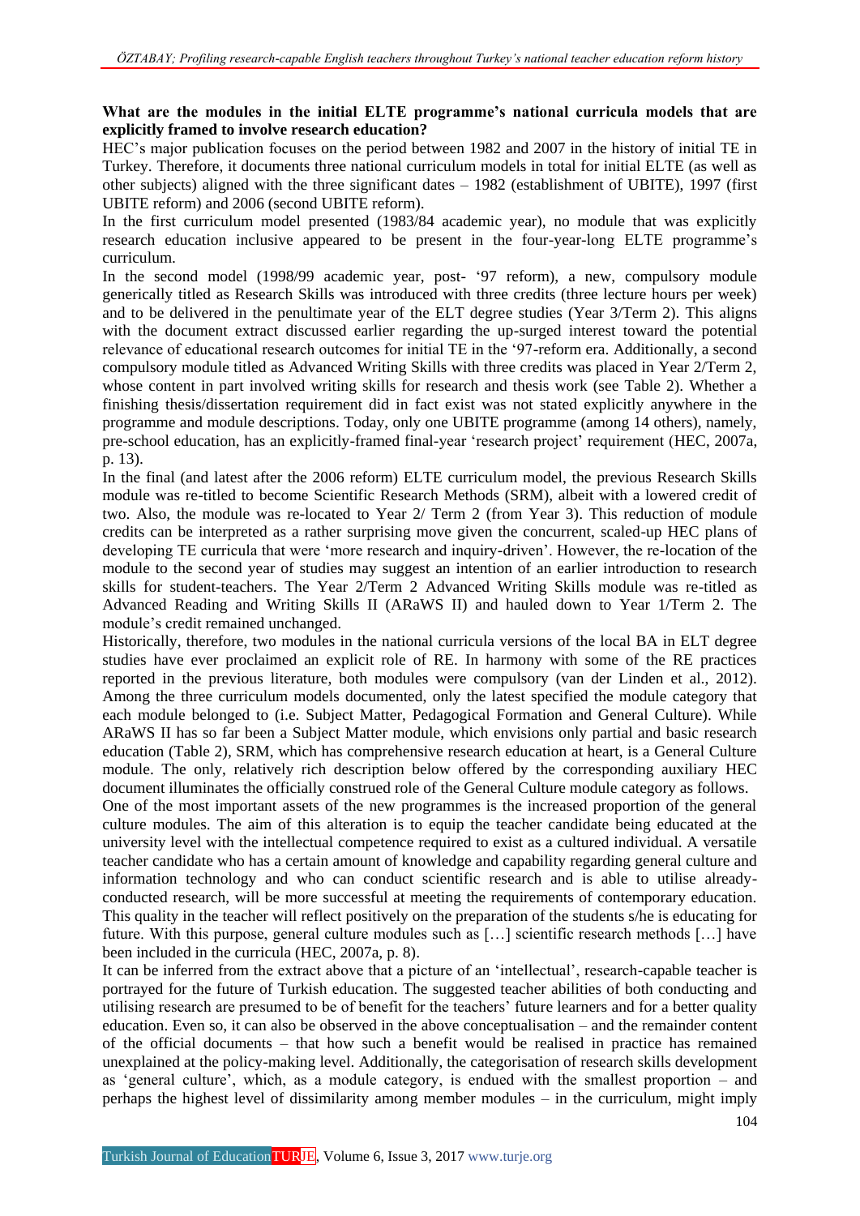**What are the modules in the initial ELTE programme's national curricula models that are explicitly framed to involve research education?**

HEC's major publication focuses on the period between 1982 and 2007 in the history of initial TE in Turkey. Therefore, it documents three national curriculum models in total for initial ELTE (as well as other subjects) aligned with the three significant dates – 1982 (establishment of UBITE), 1997 (first UBITE reform) and 2006 (second UBITE reform).

In the first curriculum model presented (1983/84 academic year), no module that was explicitly research education inclusive appeared to be present in the four-year-long ELTE programme's curriculum.

In the second model (1998/99 academic year, post- '97 reform), a new, compulsory module generically titled as Research Skills was introduced with three credits (three lecture hours per week) and to be delivered in the penultimate year of the ELT degree studies (Year 3/Term 2). This aligns with the document extract discussed earlier regarding the up-surged interest toward the potential relevance of educational research outcomes for initial TE in the '97-reform era. Additionally, a second compulsory module titled as Advanced Writing Skills with three credits was placed in Year 2/Term 2, whose content in part involved writing skills for research and thesis work (see Table 2). Whether a finishing thesis/dissertation requirement did in fact exist was not stated explicitly anywhere in the programme and module descriptions. Today, only one UBITE programme (among 14 others), namely, pre-school education, has an explicitly-framed final-year 'research project' requirement (HEC, 2007a, p. 13).

In the final (and latest after the 2006 reform) ELTE curriculum model, the previous Research Skills module was re-titled to become Scientific Research Methods (SRM), albeit with a lowered credit of two. Also, the module was re-located to Year 2/ Term 2 (from Year 3). This reduction of module credits can be interpreted as a rather surprising move given the concurrent, scaled-up HEC plans of developing TE curricula that were 'more research and inquiry-driven'. However, the re-location of the module to the second year of studies may suggest an intention of an earlier introduction to research skills for student-teachers. The Year 2/Term 2 Advanced Writing Skills module was re-titled as Advanced Reading and Writing Skills II (ARaWS II) and hauled down to Year 1/Term 2. The module's credit remained unchanged.

Historically, therefore, two modules in the national curricula versions of the local BA in ELT degree studies have ever proclaimed an explicit role of RE. In harmony with some of the RE practices reported in the previous literature, both modules were compulsory (van der Linden et al., 2012). Among the three curriculum models documented, only the latest specified the module category that each module belonged to (i.e. Subject Matter, Pedagogical Formation and General Culture). While ARaWS II has so far been a Subject Matter module, which envisions only partial and basic research education (Table 2), SRM, which has comprehensive research education at heart, is a General Culture module. The only, relatively rich description below offered by the corresponding auxiliary HEC document illuminates the officially construed role of the General Culture module category as follows.

One of the most important assets of the new programmes is the increased proportion of the general culture modules. The aim of this alteration is to equip the teacher candidate being educated at the university level with the intellectual competence required to exist as a cultured individual. A versatile teacher candidate who has a certain amount of knowledge and capability regarding general culture and information technology and who can conduct scientific research and is able to utilise already-conducted research, will be more successful at meeting the requirements of contemporary education. This quality in the teacher will reflect positively on the preparation of the students s/he is educating for future. With this purpose, general culture modules such as […] scientific research methods […] have been included in the curricula (HEC, 2007a, p. 8).

It can be inferred from the extract above that a picture of an 'intellectual', research-capable teacher is portrayed for the future of Turkish education. The suggested teacher abilities of both conducting and utilising research are presumed to be of benefit for the teachers' future learners and for a better quality education. Even so, it can also be observed in the above conceptualisation – and the remainder content of the official documents – that how such a benefit would be realised in practice has remained unexplained at the policy-making level. Additionally, the categorisation of research skills development as 'general culture', which, as a module category, is endued with the smallest proportion – and perhaps the highest level of dissimilarity among member modules – in the curriculum, might imply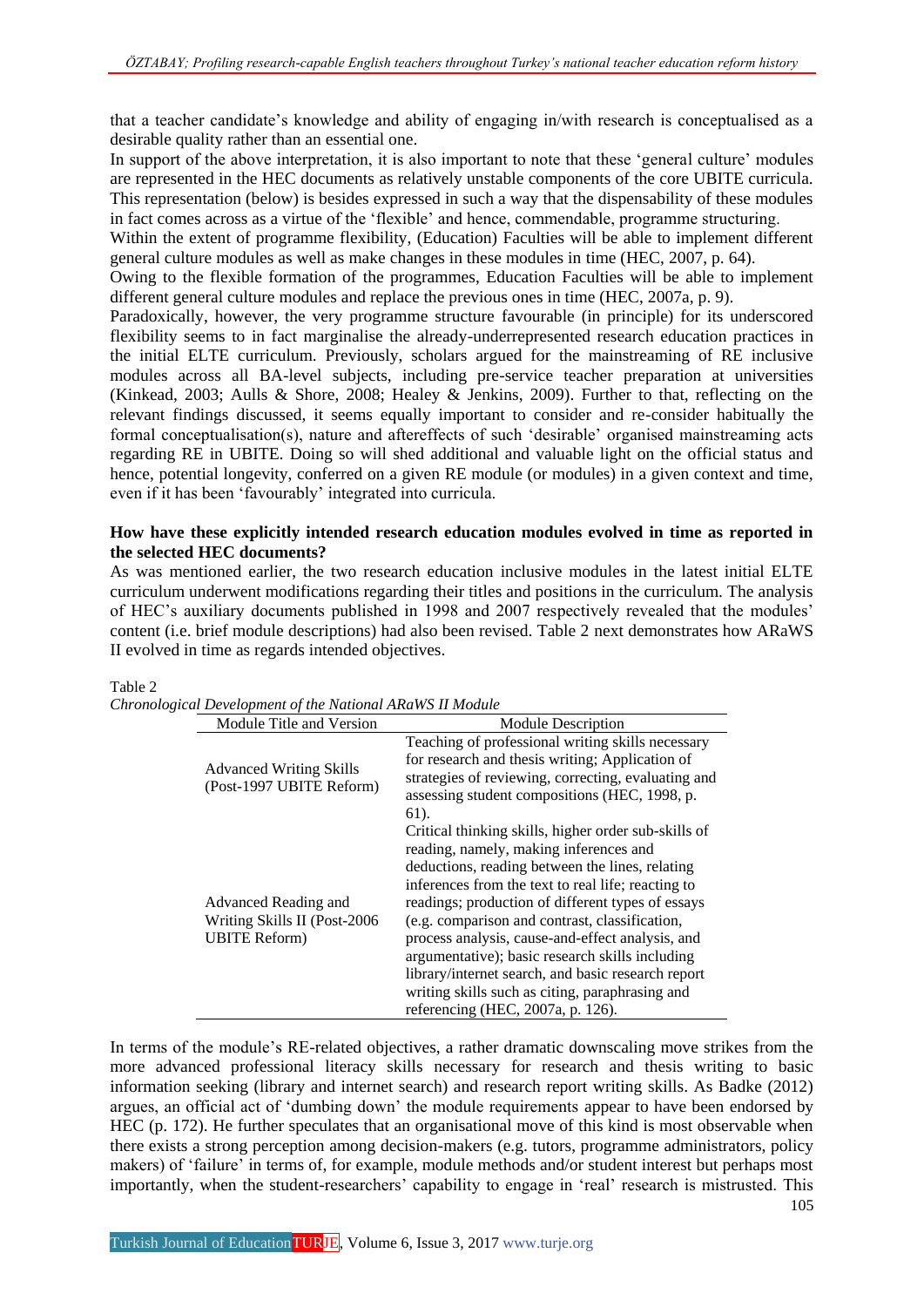that a teacher candidate's knowledge and ability of engaging in/with research is conceptualised as a desirable quality rather than an essential one.

In support of the above interpretation, it is also important to note that these 'general culture' modules are represented in the HEC documents as relatively unstable components of the core UBITE curricula. This representation (below) is besides expressed in such a way that the dispensability of these modules in fact comes across as a virtue of the 'flexible' and hence, commendable, programme structuring.

Within the extent of programme flexibility, (Education) Faculties will be able to implement different general culture modules as well as make changes in these modules in time (HEC, 2007, p. 64).

Owing to the flexible formation of the programmes, Education Faculties will be able to implement different general culture modules and replace the previous ones in time (HEC, 2007a, p. 9).

Paradoxically, however, the very programme structure favourable (in principle) for its underscored flexibility seems to in fact marginalise the already-underrepresented research education practices in the initial ELTE curriculum. Previously, scholars argued for the mainstreaming of RE inclusive modules across all BA-level subjects, including pre-service teacher preparation at universities (Kinkead, 2003; Aulls & Shore, 2008; Healey & Jenkins, 2009). Further to that, reflecting on the relevant findings discussed, it seems equally important to consider and re-consider habitually the formal conceptualisation(s), nature and aftereffects of such 'desirable' organised mainstreaming acts regarding RE in UBITE. Doing so will shed additional and valuable light on the official status and hence, potential longevity, conferred on a given RE module (or modules) in a given context and time, even if it has been 'favourably' integrated into curricula.

**How have these explicitly intended research education modules evolved in time as reported in the selected HEC documents?**

As was mentioned earlier, the two research education inclusive modules in the latest initial ELTE curriculum underwent modifications regarding their titles and positions in the curriculum. The analysis of HEC's auxiliary documents published in 1998 and 2007 respectively revealed that the modules' content (i.e. brief module descriptions) had also been revised. Table 2 next demonstrates how ARaWS II evolved in time as regards intended objectives.

Table 2
*Chronological Development of the National ARaWS II Module*

| Module Title and Version | Module Description |
|---|---|
| Advanced Writing Skills (Post-1997 UBITE Reform) | Teaching of professional writing skills necessary for research and thesis writing; Application of strategies of reviewing, correcting, evaluating and assessing student compositions (HEC, 1998, p. 61). |
| Advanced Reading and Writing Skills II (Post-2006 UBITE Reform) | Critical thinking skills, higher order sub-skills of reading, namely, making inferences and deductions, reading between the lines, relating inferences from the text to real life; reacting to readings; production of different types of essays (e.g. comparison and contrast, classification, process analysis, cause-and-effect analysis, and argumentative); basic research skills including library/internet search, and basic research report writing skills such as citing, paraphrasing and referencing (HEC, 2007a, p. 126). |

In terms of the module's RE-related objectives, a rather dramatic downscaling move strikes from the more advanced professional literacy skills necessary for research and thesis writing to basic information seeking (library and internet search) and research report writing skills. As Badke (2012) argues, an official act of 'dumbing down' the module requirements appear to have been endorsed by HEC (p. 172). He further speculates that an organisational move of this kind is most observable when there exists a strong perception among decision-makers (e.g. tutors, programme administrators, policy makers) of 'failure' in terms of, for example, module methods and/or student interest but perhaps most importantly, when the student-researchers' capability to engage in 'real' research is mistrusted. This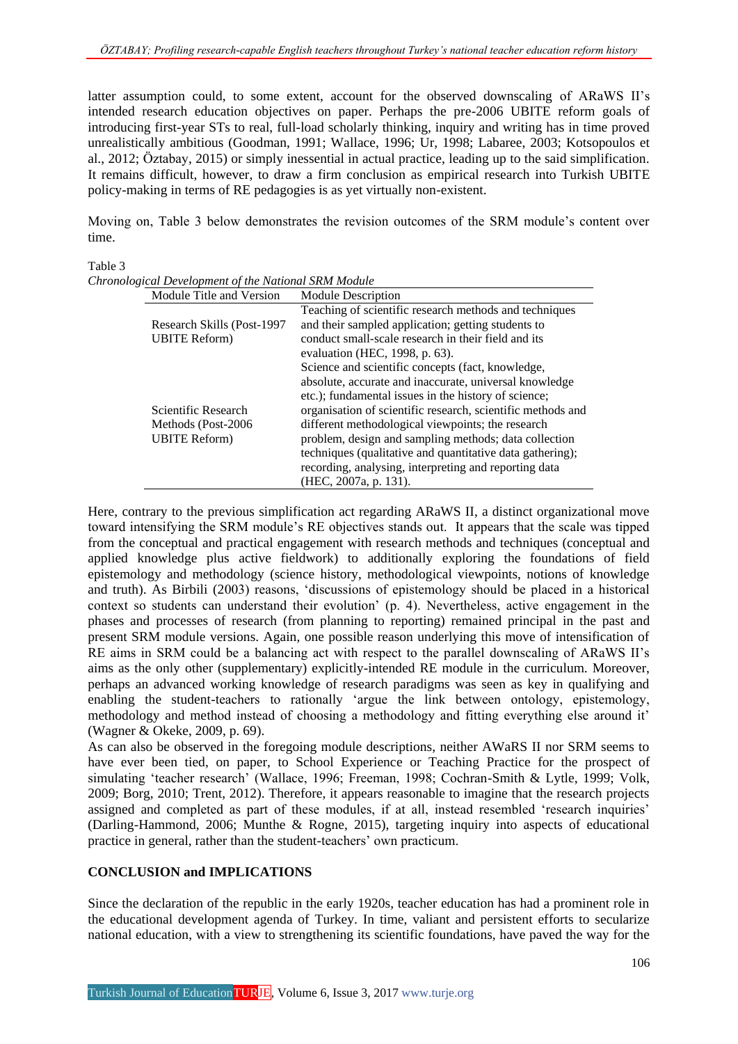latter assumption could, to some extent, account for the observed downscaling of ARaWS II's intended research education objectives on paper. Perhaps the pre-2006 UBITE reform goals of introducing first-year STs to real, full-load scholarly thinking, inquiry and writing has in time proved unrealistically ambitious (Goodman, 1991; Wallace, 1996; Ur, 1998; Labaree, 2003; Kotsopoulos et al., 2012; Öztabay, 2015) or simply inessential in actual practice, leading up to the said simplification. It remains difficult, however, to draw a firm conclusion as empirical research into Turkish UBITE policy-making in terms of RE pedagogies is as yet virtually non-existent.

Moving on, Table 3 below demonstrates the revision outcomes of the SRM module's content over time.

Table 3
*Chronological Development of the National SRM Module*

| Module Title and Version | Module Description |
|---|---|
| Research Skills (Post-1997 UBITE Reform) | Teaching of scientific research methods and techniques and their sampled application; getting students to conduct small-scale research in their field and its evaluation (HEC, 1998, p. 63). |
| Scientific Research Methods (Post-2006 UBITE Reform) | Science and scientific concepts (fact, knowledge, absolute, accurate and inaccurate, universal knowledge etc.); fundamental issues in the history of science; organisation of scientific research, scientific methods and different methodological viewpoints; the research problem, design and sampling methods; data collection techniques (qualitative and quantitative data gathering); recording, analysing, interpreting and reporting data (HEC, 2007a, p. 131). |

Here, contrary to the previous simplification act regarding ARaWS II, a distinct organizational move toward intensifying the SRM module's RE objectives stands out. It appears that the scale was tipped from the conceptual and practical engagement with research methods and techniques (conceptual and applied knowledge plus active fieldwork) to additionally exploring the foundations of field epistemology and methodology (science history, methodological viewpoints, notions of knowledge and truth). As Birbili (2003) reasons, 'discussions of epistemology should be placed in a historical context so students can understand their evolution' (p. 4). Nevertheless, active engagement in the phases and processes of research (from planning to reporting) remained principal in the past and present SRM module versions. Again, one possible reason underlying this move of intensification of RE aims in SRM could be a balancing act with respect to the parallel downscaling of ARaWS II's aims as the only other (supplementary) explicitly-intended RE module in the curriculum. Moreover, perhaps an advanced working knowledge of research paradigms was seen as key in qualifying and enabling the student-teachers to rationally 'argue the link between ontology, epistemology, methodology and method instead of choosing a methodology and fitting everything else around it' (Wagner & Okeke, 2009, p. 69).

As can also be observed in the foregoing module descriptions, neither AWaRS II nor SRM seems to have ever been tied, on paper, to School Experience or Teaching Practice for the prospect of simulating 'teacher research' (Wallace, 1996; Freeman, 1998; Cochran-Smith & Lytle, 1999; Volk, 2009; Borg, 2010; Trent, 2012). Therefore, it appears reasonable to imagine that the research projects assigned and completed as part of these modules, if at all, instead resembled 'research inquiries' (Darling-Hammond, 2006; Munthe & Rogne, 2015), targeting inquiry into aspects of educational practice in general, rather than the student-teachers' own practicum.

## CONCLUSION and IMPLICATIONS

Since the declaration of the republic in the early 1920s, teacher education has had a prominent role in the educational development agenda of Turkey. In time, valiant and persistent efforts to secularize national education, with a view to strengthening its scientific foundations, have paved the way for the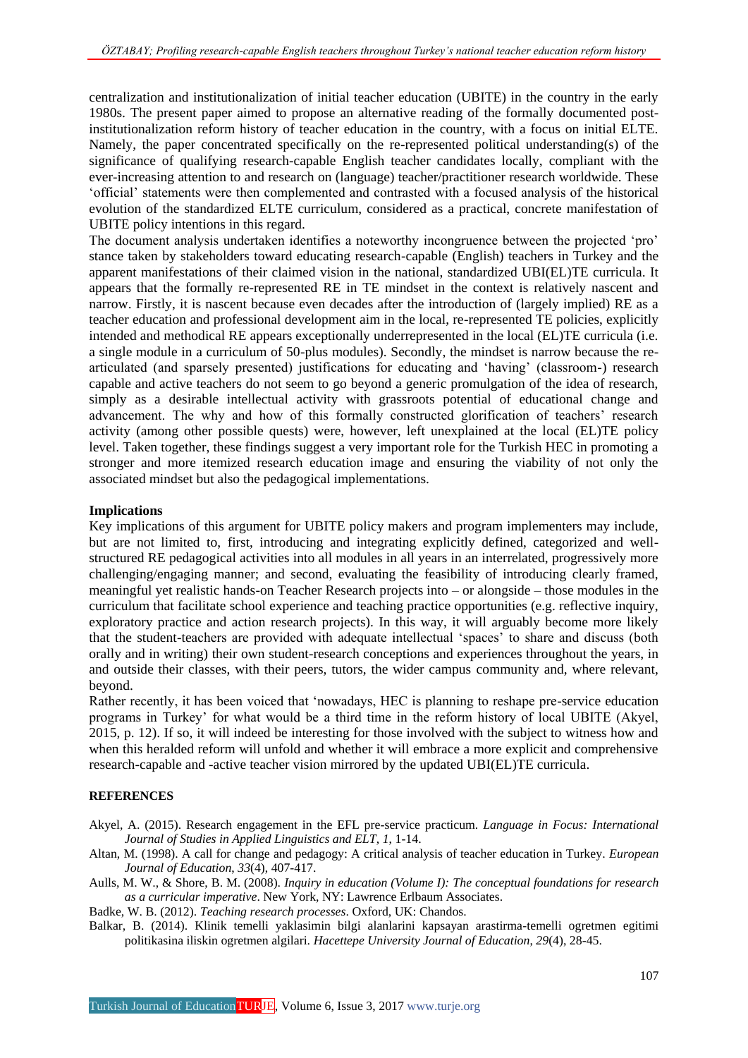centralization and institutionalization of initial teacher education (UBITE) in the country in the early 1980s. The present paper aimed to propose an alternative reading of the formally documented post-institutionalization reform history of teacher education in the country, with a focus on initial ELTE. Namely, the paper concentrated specifically on the re-represented political understanding(s) of the significance of qualifying research-capable English teacher candidates locally, compliant with the ever-increasing attention to and research on (language) teacher/practitioner research worldwide. These 'official' statements were then complemented and contrasted with a focused analysis of the historical evolution of the standardized ELTE curriculum, considered as a practical, concrete manifestation of UBITE policy intentions in this regard.

The document analysis undertaken identifies a noteworthy incongruence between the projected 'pro' stance taken by stakeholders toward educating research-capable (English) teachers in Turkey and the apparent manifestations of their claimed vision in the national, standardized UBI(EL)TE curricula. It appears that the formally re-represented RE in TE mindset in the context is relatively nascent and narrow. Firstly, it is nascent because even decades after the introduction of (largely implied) RE as a teacher education and professional development aim in the local, re-represented TE policies, explicitly intended and methodical RE appears exceptionally underrepresented in the local (EL)TE curricula (i.e. a single module in a curriculum of 50-plus modules). Secondly, the mindset is narrow because the re-articulated (and sparsely presented) justifications for educating and 'having' (classroom-) research capable and active teachers do not seem to go beyond a generic promulgation of the idea of research, simply as a desirable intellectual activity with grassroots potential of educational change and advancement. The why and how of this formally constructed glorification of teachers' research activity (among other possible quests) were, however, left unexplained at the local (EL)TE policy level. Taken together, these findings suggest a very important role for the Turkish HEC in promoting a stronger and more itemized research education image and ensuring the viability of not only the associated mindset but also the pedagogical implementations.

**Implications**

Key implications of this argument for UBITE policy makers and program implementers may include, but are not limited to, first, introducing and integrating explicitly defined, categorized and well-structured RE pedagogical activities into all modules in all years in an interrelated, progressively more challenging/engaging manner; and second, evaluating the feasibility of introducing clearly framed, meaningful yet realistic hands-on Teacher Research projects into – or alongside – those modules in the curriculum that facilitate school experience and teaching practice opportunities (e.g. reflective inquiry, exploratory practice and action research projects). In this way, it will arguably become more likely that the student-teachers are provided with adequate intellectual 'spaces' to share and discuss (both orally and in writing) their own student-research conceptions and experiences throughout the years, in and outside their classes, with their peers, tutors, the wider campus community and, where relevant, beyond.

Rather recently, it has been voiced that 'nowadays, HEC is planning to reshape pre-service education programs in Turkey' for what would be a third time in the reform history of local UBITE (Akyel, 2015, p. 12). If so, it will indeed be interesting for those involved with the subject to witness how and when this heralded reform will unfold and whether it will embrace a more explicit and comprehensive research-capable and -active teacher vision mirrored by the updated UBI(EL)TE curricula.

**REFERENCES**

Akyel, A. (2015). Research engagement in the EFL pre-service practicum. *Language in Focus: International Journal of Studies in Applied Linguistics and ELT, 1*, 1-14.

Altan, M. (1998). A call for change and pedagogy: A critical analysis of teacher education in Turkey. *European Journal of Education*, *33*(4), 407-417.

Aulls, M. W., & Shore, B. M. (2008). *Inquiry in education (Volume I): The conceptual foundations for research as a curricular imperative*. New York, NY: Lawrence Erlbaum Associates.

Badke, W. B. (2012). *Teaching research processes*. Oxford, UK: Chandos.

Balkar, B. (2014). Klinik temelli yaklasimin bilgi alanlarini kapsayan arastirma-temelli ogretmen egitimi politikasina iliskin ogretmen algilari. *Hacettepe University Journal of Education*, *29*(4), 28-45.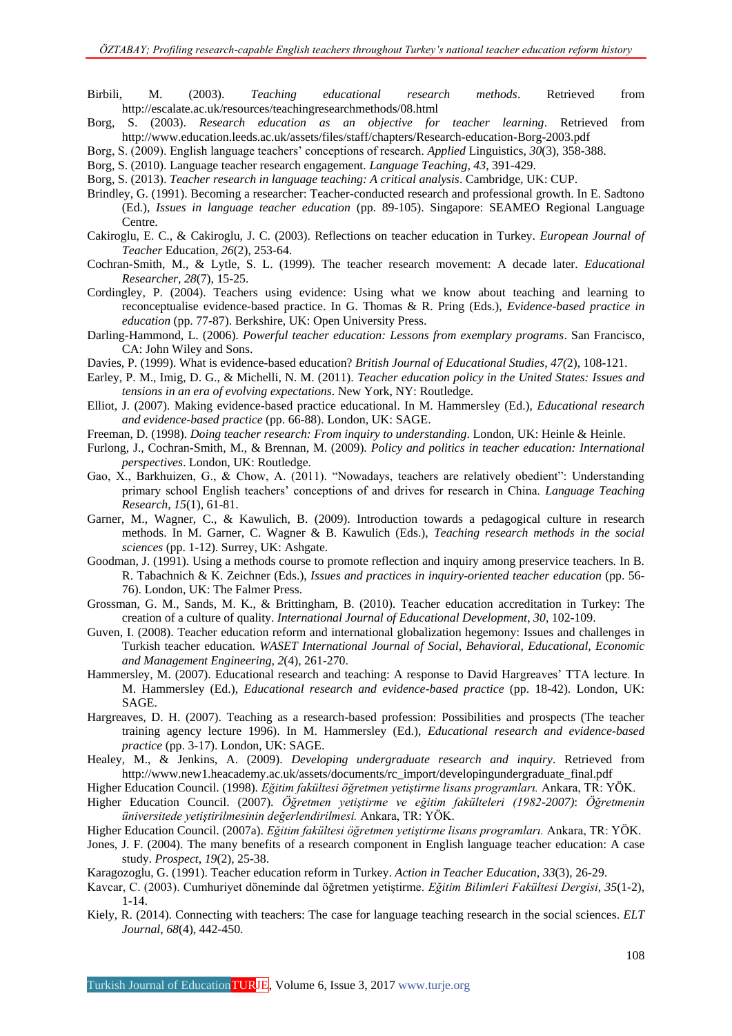Birbili, M. (2003). *Teaching educational research methods*. Retrieved from http://escalate.ac.uk/resources/teachingresearchmethods/08.html

Borg, S. (2003). *Research education as an objective for teacher learning*. Retrieved from http://www.education.leeds.ac.uk/assets/files/staff/chapters/Research-education-Borg-2003.pdf

Borg, S. (2009). English language teachers' conceptions of research. *Applied* Linguistics, *30*(3), 358-388.

Borg, S. (2010). Language teacher research engagement. *Language Teaching*, *43*, 391-429.

Borg, S. (2013). *Teacher research in language teaching: A critical analysis*. Cambridge, UK: CUP.

Brindley, G. (1991). Becoming a researcher: Teacher-conducted research and professional growth. In E. Sadtono (Ed.), *Issues in language teacher education* (pp. 89-105). Singapore: SEAMEO Regional Language Centre.

Cakiroglu, E. C., & Cakiroglu, J. C. (2003). Reflections on teacher education in Turkey. *European Journal of Teacher* Education, *26*(2), 253-64.

Cochran-Smith, M., & Lytle, S. L. (1999). The teacher research movement: A decade later. *Educational Researcher*, *28*(7), 15-25.

Cordingley, P. (2004). Teachers using evidence: Using what we know about teaching and learning to reconceptualise evidence-based practice. In G. Thomas & R. Pring (Eds.), *Evidence-based practice in education* (pp. 77-87). Berkshire, UK: Open University Press.

Darling-Hammond, L. (2006). *Powerful teacher education: Lessons from exemplary programs*. San Francisco, CA: John Wiley and Sons.

Davies, P. (1999). What is evidence-based education? *British Journal of Educational Studies*, *47(*2), 108-121.

Earley, P. M., Imig, D. G., & Michelli, N. M. (2011). *Teacher education policy in the United States: Issues and tensions in an era of evolving expectations*. New York, NY: Routledge.

Elliot, J. (2007). Making evidence-based practice educational. In M. Hammersley (Ed.), *Educational research and evidence-based practice* (pp. 66-88). London, UK: SAGE.

Freeman, D. (1998). *Doing teacher research: From inquiry to understanding*. London, UK: Heinle & Heinle.

Furlong, J., Cochran-Smith, M., & Brennan, M. (2009). *Policy and politics in teacher education: International perspectives*. London, UK: Routledge.

Gao, X., Barkhuizen, G., & Chow, A. (2011). "Nowadays, teachers are relatively obedient": Understanding primary school English teachers' conceptions of and drives for research in China. *Language Teaching Research*, *15*(1), 61-81.

Garner, M., Wagner, C., & Kawulich, B. (2009). Introduction towards a pedagogical culture in research methods. In M. Garner, C. Wagner & B. Kawulich (Eds.), *Teaching research methods in the social sciences* (pp. 1-12). Surrey, UK: Ashgate.

Goodman, J. (1991). Using a methods course to promote reflection and inquiry among preservice teachers. In B. R. Tabachnich & K. Zeichner (Eds.), *Issues and practices in inquiry-oriented teacher education* (pp. 56-76). London, UK: The Falmer Press.

Grossman, G. M., Sands, M. K., & Brittingham, B. (2010). Teacher education accreditation in Turkey: The creation of a culture of quality. *International Journal of Educational Development*, *30*, 102-109.

Guven, I. (2008). Teacher education reform and international globalization hegemony: Issues and challenges in Turkish teacher education. *WASET International Journal of Social, Behavioral, Educational, Economic and Management Engineering*, *2*(4), 261-270.

Hammersley, M. (2007). Educational research and teaching: A response to David Hargreaves' TTA lecture. In M. Hammersley (Ed.), *Educational research and evidence-based practice* (pp. 18-42). London, UK: SAGE.

Hargreaves, D. H. (2007). Teaching as a research-based profession: Possibilities and prospects (The teacher training agency lecture 1996). In M. Hammersley (Ed.), *Educational research and evidence-based practice* (pp. 3-17). London, UK: SAGE.

Healey, M., & Jenkins, A. (2009). *Developing undergraduate research and inquiry*. Retrieved from http://www.new1.heacademy.ac.uk/assets/documents/rc_import/developingundergraduate_final.pdf

Higher Education Council. (1998). *Eğitim fakültesi öğretmen yetiştirme lisans programları.* Ankara, TR: YÖK.

Higher Education Council. (2007). *Öğretmen yetiştirme ve eğitim fakülteleri (1982-2007)*: *Öğretmenin üniversitede yetiştirilmesinin değerlendirilmesi.* Ankara, TR: YÖK.

Higher Education Council. (2007a). *Eğitim fakültesi öğretmen yetiştirme lisans programları.* Ankara, TR: YÖK.

Jones, J. F. (2004). The many benefits of a research component in English language teacher education: A case study. *Prospect*, *19*(2), 25-38.

Karagozoglu, G. (1991). Teacher education reform in Turkey. *Action in Teacher Education*, *33*(3), 26-29.

Kavcar, C. (2003). Cumhuriyet döneminde dal öğretmen yetiştirme. *Eğitim Bilimleri Fakültesi Dergisi*, *35*(1-2), 1-14.

Kiely, R. (2014). Connecting with teachers: The case for language teaching research in the social sciences. *ELT Journal*, *68*(4), 442-450.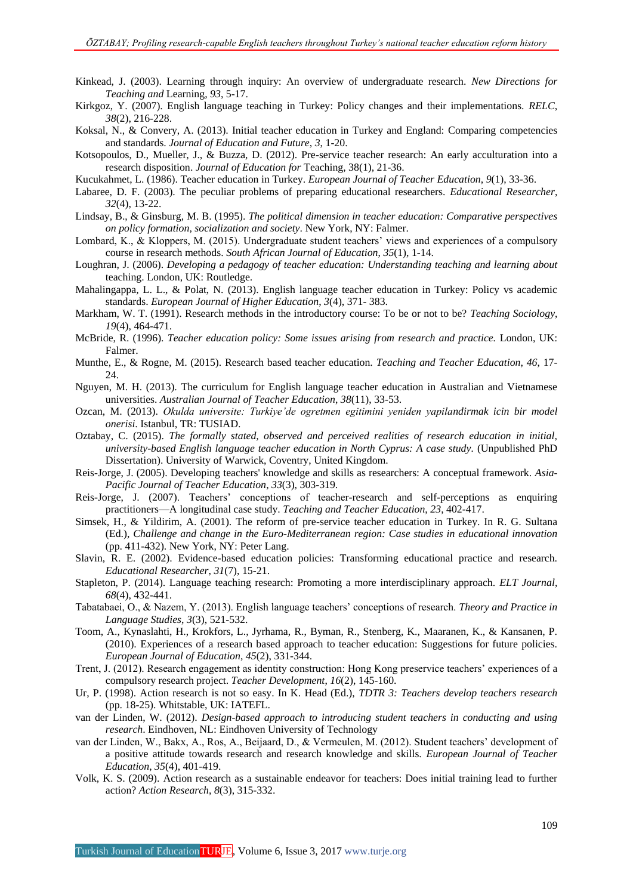Kinkead, J. (2003). Learning through inquiry: An overview of undergraduate research. *New Directions for Teaching and* Learning, *93*, 5-17.

Kirkgoz, Y. (2007). English language teaching in Turkey: Policy changes and their implementations. *RELC*, *38*(2), 216-228.

Koksal, N., & Convery, A. (2013). Initial teacher education in Turkey and England: Comparing competencies and standards. *Journal of Education and Future*, *3*, 1-20.

Kotsopoulos, D., Mueller, J., & Buzza, D. (2012). Pre-service teacher research: An early acculturation into a research disposition. *Journal of Education for* Teaching, 38(1), 21-36.

Kucukahmet, L. (1986). Teacher education in Turkey. *European Journal of Teacher Education*, *9*(1), 33-36.

Labaree, D. F. (2003). The peculiar problems of preparing educational researchers. *Educational Researcher*, *32*(4), 13-22.

Lindsay, B., & Ginsburg, M. B. (1995). *The political dimension in teacher education: Comparative perspectives on policy formation, socialization and society*. New York, NY: Falmer.

Lombard, K., & Kloppers, M. (2015). Undergraduate student teachers' views and experiences of a compulsory course in research methods. *South African Journal of Education*, *35*(1), 1-14.

Loughran, J. (2006). *Developing a pedagogy of teacher education: Understanding teaching and learning about* teaching. London, UK: Routledge.

Mahalingappa, L. L., & Polat, N. (2013). English language teacher education in Turkey: Policy vs academic standards. *European Journal of Higher Education*, *3*(4), 371- 383.

Markham, W. T. (1991). Research methods in the introductory course: To be or not to be? *Teaching Sociology*, *19*(4), 464-471.

McBride, R. (1996). *Teacher education policy: Some issues arising from research and practice.* London, UK: Falmer.

Munthe, E., & Rogne, M. (2015). Research based teacher education. *Teaching and Teacher Education, 46,* 17-24.

Nguyen, M. H. (2013). The curriculum for English language teacher education in Australian and Vietnamese universities. *Australian Journal of Teacher Education*, *38*(11), 33-53.

Ozcan, M. (2013). *Okulda universite: Turkiye'de ogretmen egitimini yeniden yapilandirmak icin bir model onerisi.* Istanbul, TR: TUSIAD.

Oztabay, C. (2015). *The formally stated, observed and perceived realities of research education in initial, university-based English language teacher education in North Cyprus: A case study*. (Unpublished PhD Dissertation). University of Warwick, Coventry, United Kingdom.

Reis-Jorge, J. (2005). Developing teachers' knowledge and skills as researchers: A conceptual framework. *Asia-Pacific Journal of Teacher Education*, *33*(3), 303-319.

Reis-Jorge, J. (2007). Teachers' conceptions of teacher-research and self-perceptions as enquiring practitioners—A longitudinal case study. *Teaching and Teacher Education, 23*, 402-417.

Simsek, H., & Yildirim, A. (2001). The reform of pre-service teacher education in Turkey. In R. G. Sultana (Ed.), *Challenge and change in the Euro-Mediterranean region: Case studies in educational innovation* (pp. 411-432). New York, NY: Peter Lang.

Slavin, R. E. (2002). Evidence-based education policies: Transforming educational practice and research. *Educational Researcher*, *31*(7), 15-21.

Stapleton, P. (2014). Language teaching research: Promoting a more interdisciplinary approach. *ELT Journal*, *68*(4), 432-441.

Tabatabaei, O., & Nazem, Y. (2013). English language teachers' conceptions of research. *Theory and Practice in Language Studies*, *3*(3), 521-532.

Toom, A., Kynaslahti, H., Krokfors, L., Jyrhama, R., Byman, R., Stenberg, K., Maaranen, K., & Kansanen, P. (2010). Experiences of a research based approach to teacher education: Suggestions for future policies. *European Journal of Education*, *45*(2), 331-344.

Trent, J. (2012). Research engagement as identity construction: Hong Kong preservice teachers' experiences of a compulsory research project. *Teacher Development*, *16*(2), 145-160.

Ur, P. (1998). Action research is not so easy. In K. Head (Ed.), *TDTR 3: Teachers develop teachers research* (pp. 18-25). Whitstable, UK: IATEFL.

van der Linden, W. (2012). *Design-based approach to introducing student teachers in conducting and using research*. Eindhoven, NL: Eindhoven University of Technology

van der Linden, W., Bakx, A., Ros, A., Beijaard, D., & Vermeulen, M. (2012). Student teachers' development of a positive attitude towards research and research knowledge and skills. *European Journal of Teacher Education*, *35*(4), 401-419.

Volk, K. S. (2009). Action research as a sustainable endeavor for teachers: Does initial training lead to further action? *Action Research*, *8*(3), 315-332.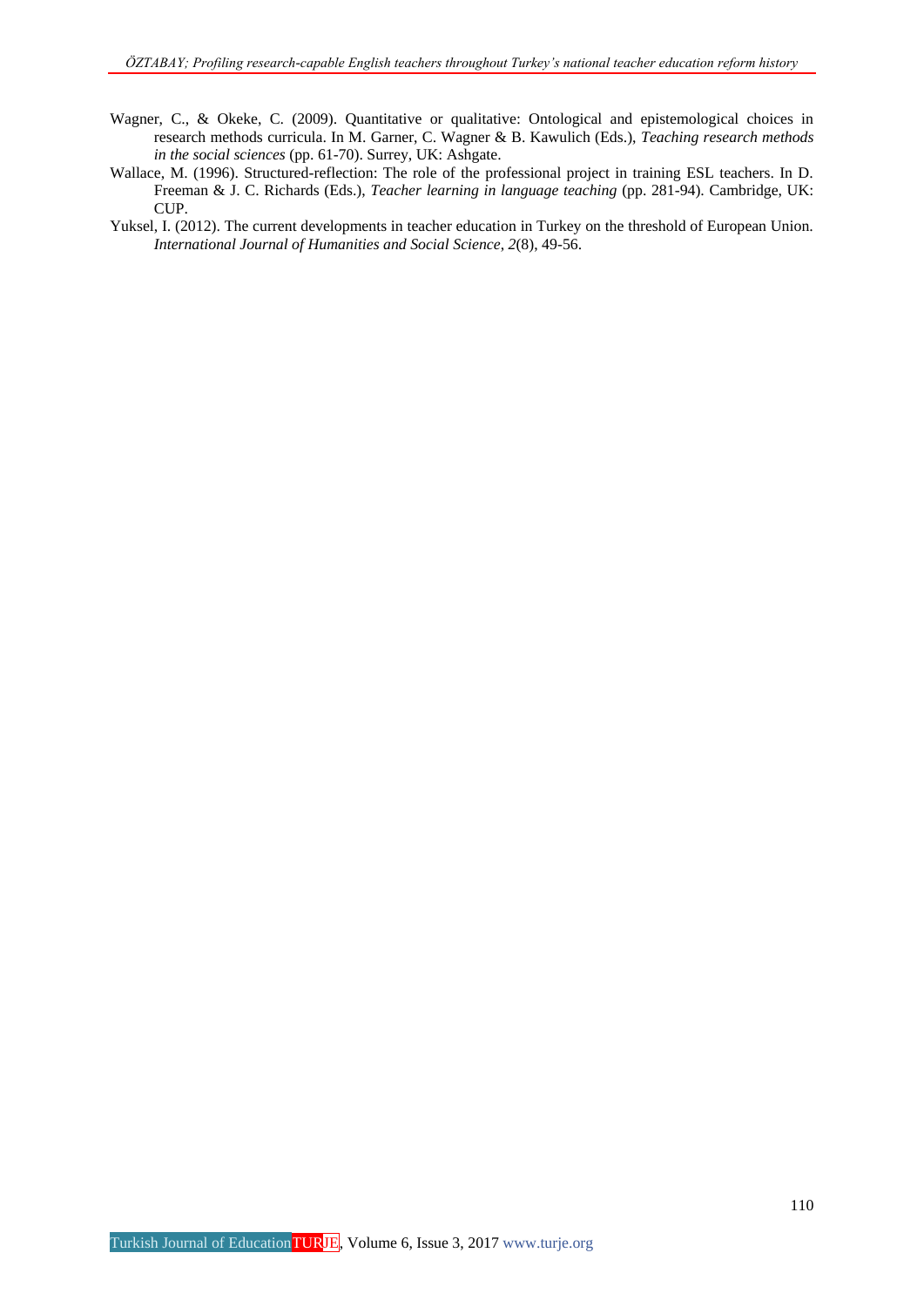Wagner, C., & Okeke, C. (2009). Quantitative or qualitative: Ontological and epistemological choices in research methods curricula. In M. Garner, C. Wagner & B. Kawulich (Eds.), *Teaching research methods in the social sciences* (pp. 61-70). Surrey, UK: Ashgate.

Wallace, M. (1996). Structured-reflection: The role of the professional project in training ESL teachers. In D. Freeman & J. C. Richards (Eds.), *Teacher learning in language teaching* (pp. 281-94). Cambridge, UK: CUP.

Yuksel, I. (2012). The current developments in teacher education in Turkey on the threshold of European Union. *International Journal of Humanities and Social Science*, *2*(8), 49-56.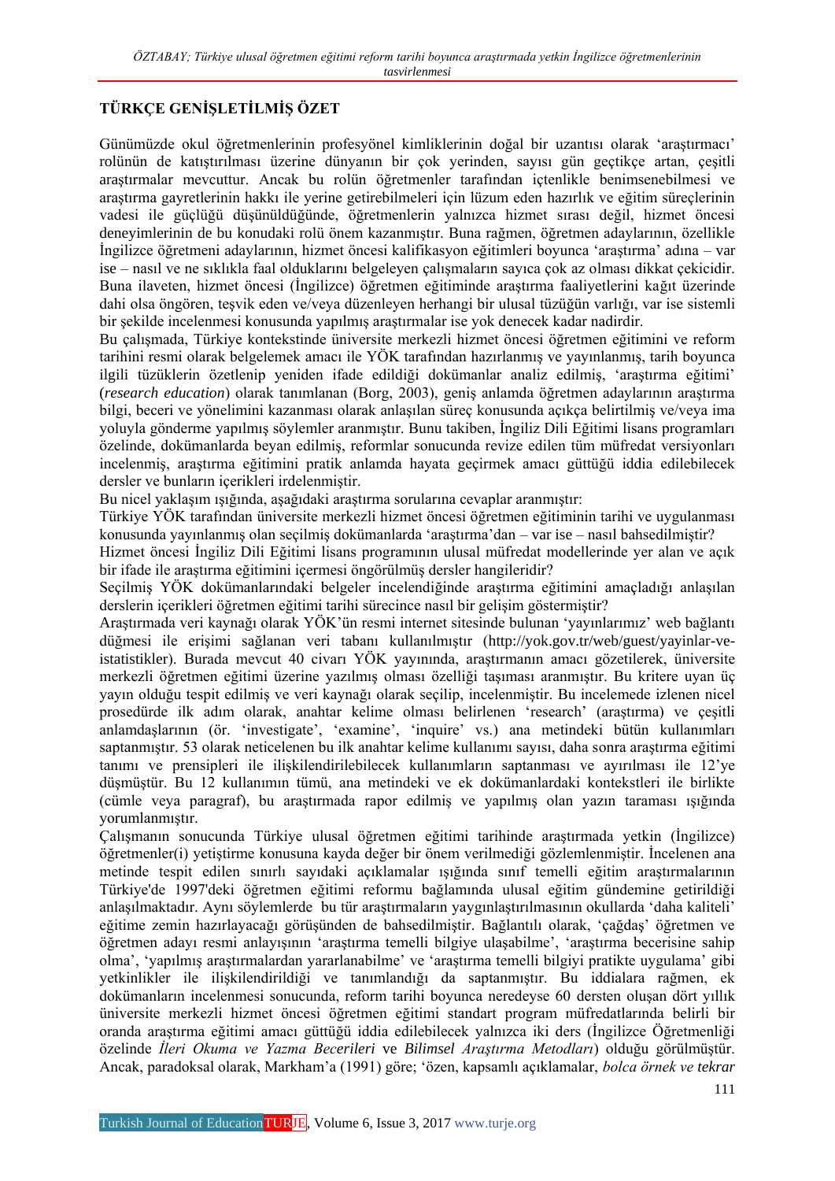## TÜRKÇE GENİŞLETİLMİŞ ÖZET

Günümüzde okul öğretmenlerinin profesyonel kimliklerinin doğal bir uzantısı olarak 'araştırmacı' rolünün de katıştırılması üzerine dünyanın bir çok yerinden, sayısı gün geçtikçe artan, çeşitli araştırmalar mevcuttur. Ancak bu rolün öğretmenler tarafından içtenlikle benimsenebilmesi ve araştırma gayretlerinin hakkı ile yerine getirebilmeleri için lüzum eden hazırlık ve eğitim süreçlerinin vadesi ile güçlüğü düşünüldüğünde, öğretmenlerin yalnızca hizmet sırası değil, hizmet öncesi deneyimlerinin de bu konudaki rolü önem kazanmıştır. Buna rağmen, öğretmen adaylarının, özellikle İngilizce öğretmeni adaylarının, hizmet öncesi kalifikasyon eğitimleri boyunca 'araştırma' adına – var ise – nasıl ve ne sıklıkla faal olduklarını belgeleyen çalışmaların sayıca çok az olması dikkat çekicidir. Buna ilaveten, hizmet öncesi (İngilizce) öğretmen eğitiminde araştırma faaliyetlerini kağıt üzerinde dahi olsa öngören, teşvik eden ve/veya düzenleyen herhangi bir ulusal tüzüğün varlığı, var ise sistemli bir şekilde incelenmesi konusunda yapılmış araştırmalar ise yok denecek kadar nadirdir.

Bu çalışmada, Türkiye kontekstinde üniversite merkezli hizmet öncesi öğretmen eğitimini ve reform tarihini resmi olarak belgelemek amacı ile YÖK tarafından hazırlanmış ve yayınlanmış, tarih boyunca ilgili tüzüklerin özetlenip yeniden ifade edildiği dokümanlar analiz edilmiş, 'araştırma eğitimi' (*research education*) olarak tanımlanan (Borg, 2003), geniş anlamda öğretmen adaylarının araştırma bilgi, beceri ve yönelimini kazanması olarak anlaşılan süreç konusunda açıkça belirtilmiş ve/veya ima yoluyla gönderme yapılmış söylemler aranmıştır. Bunu takiben, İngiliz Dili Eğitimi lisans programları özelinde, dokümanlarda beyan edilmiş, reformlar sonucunda revize edilen tüm müfredat versiyonları incelenmiş, araştırma eğitimini pratik anlamda hayata geçirmek amacı güttüğü iddia edilebilecek dersler ve bunların içerikleri irdelenmiştir.

Bu nicel yaklaşım ışığında, aşağıdaki araştırma sorularına cevaplar aranmıştır:

Türkiye YÖK tarafından üniversite merkezli hizmet öncesi öğretmen eğitiminin tarihi ve uygulanması konusunda yayınlanmış olan seçilmiş dokümanlarda 'araştırma'dan – var ise – nasıl bahsedilmiştir?

Hizmet öncesi İngiliz Dili Eğitimi lisans programının ulusal müfredat modellerinde yer alan ve açık bir ifade ile araştırma eğitimini içermesi öngörülmüş dersler hangileridir?

Seçilmiş YÖK dokümanlarındaki belgeler incelendiğinde araştırma eğitimini amaçladığı anlaşılan derslerin içerikleri öğretmen eğitimi tarihi sürecince nasıl bir gelişim göstermiştir?

Araştırmada veri kaynağı olarak YÖK'ün resmi internet sitesinde bulunan 'yayınlarımız' web bağlantı düğmesi ile erişimi sağlanan veri tabanı kullanılmıştır (http://yok.gov.tr/web/guest/yayinlar-ve-istatistikler). Burada mevcut 40 civarı YÖK yayınında, araştırmanın amacı gözetilerek, üniversite merkezli öğretmen eğitimi üzerine yazılmış olması özelliği taşıması aranmıştır. Bu kritere uyan üç yayın olduğu tespit edilmiş ve veri kaynağı olarak seçilip, incelenmiştir. Bu incelemede izlenen nicel prosedürde ilk adım olarak, anahtar kelime olması belirlenen 'research' (araştırma) ve çeşitli anlamdaşlarının (ör. 'investigate', 'examine', 'inquire' vs.) ana metindeki bütün kullanımları saptanmıştır. 53 olarak neticelenen bu ilk anahtar kelime kullanımı sayısı, daha sonra araştırma eğitimi tanımı ve prensipleri ile ilişkilendirilebilecek kullanımların saptanması ve ayırılması ile 12'ye düşmüştür. Bu 12 kullanımın tümü, ana metindeki ve ek dokümanlardaki kontekstleri ile birlikte (cümle veya paragraf), bu araştırmada rapor edilmiş ve yapılmış olan yazın taraması ışığında yorumlanmıştır.

Çalışmanın sonucunda Türkiye ulusal öğretmen eğitimi tarihinde araştırmada yetkin (İngilizce) öğretmenler(i) yetiştirme konusuna kayda değer bir önem verilmediği gözlemlenmiştir. İncelenen ana metinde tespit edilen sınırlı sayıdaki açıklamalar ışığında sınıf temelli eğitim araştırmalarının Türkiye'de 1997'deki öğretmen eğitimi reformu bağlamında ulusal eğitim gündemine getirildiği anlaşılmaktadır. Aynı söylemlerde bu tür araştırmaların yaygınlaştırılmasının okullarda 'daha kaliteli' eğitime zemin hazırlayacağı görüşünden de bahsedilmiştir. Bağlantılı olarak, 'çağdaş' öğretmen ve öğretmen adayı resmi anlayışının 'araştırma temelli bilgiye ulaşabilme', 'araştırma becerisine sahip olma', 'yapılmış araştırmalardan yararlanabilme' ve 'araştırma temelli bilgiyi pratikte uygulama' gibi yetkinlikler ile ilişkilendirildiği ve tanımlandığı da saptanmıştır. Bu iddialara rağmen, ek dokümanların incelenmesi sonucunda, reform tarihi boyunca neredeyse 60 dersten oluşan dört yıllık üniversite merkezli hizmet öncesi öğretmen eğitimi standart program müfredatlarında belirli bir oranda araştırma eğitimi amacı güttüğü iddia edilebilecek yalnızca iki ders (İngilizce Öğretmenliği özelinde *İleri Okuma ve Yazma Becerileri* ve *Bilimsel Araştırma Metodları*) olduğu görülmüştür. Ancak, paradoksal olarak, Markham'a (1991) göre; 'özen, kapsamlı açıklamalar, *bolca örnek ve tekrar*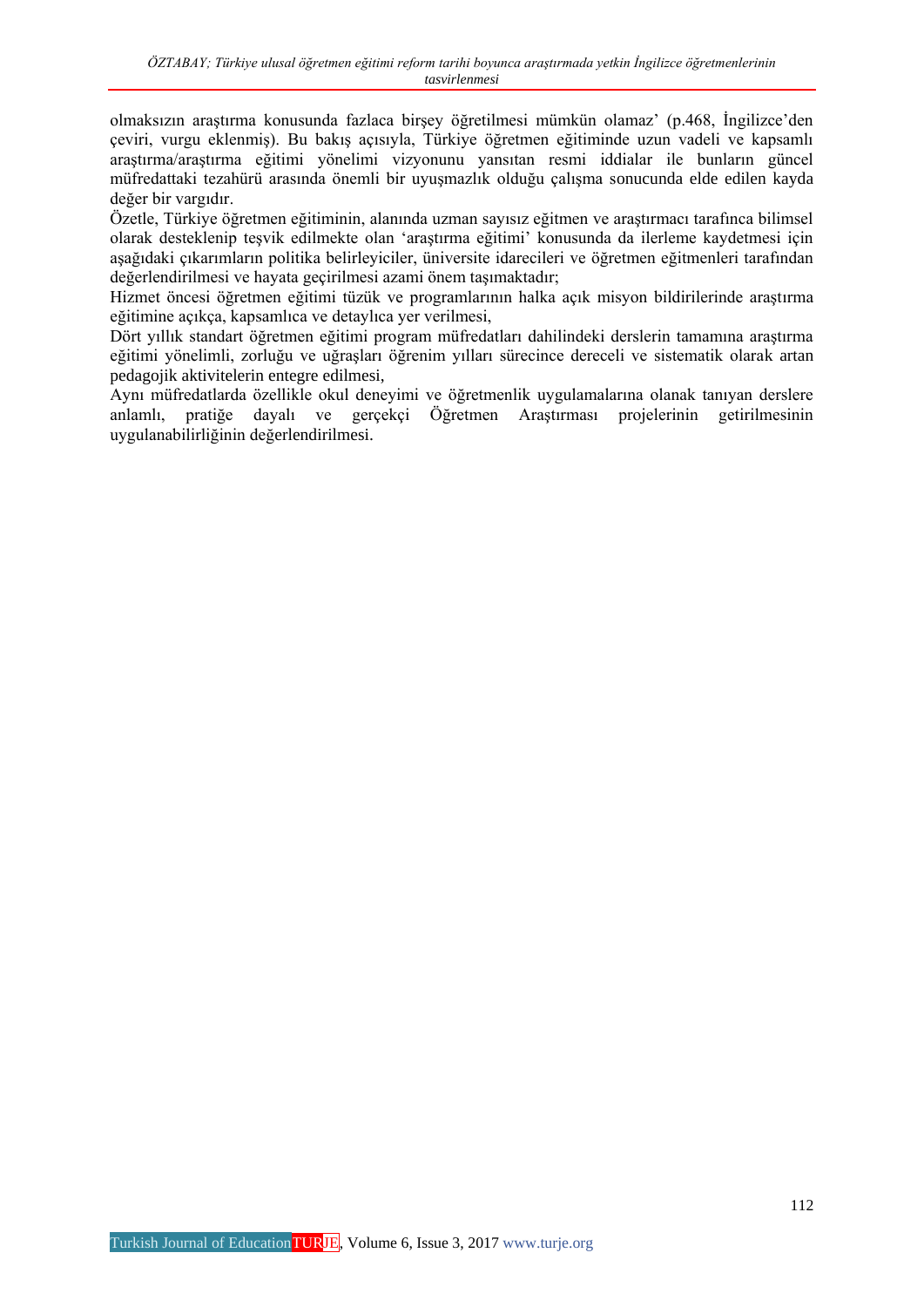olmaksızın araştırma konusunda fazlaca birşey öğretilmesi mümkün olamaz' (p.468, İngilizce'den çeviri, vurgu eklenmiş). Bu bakış açısıyla, Türkiye öğretmen eğitiminde uzun vadeli ve kapsamlı araştırma/araştırma eğitimi yönelimi vizyonunu yansıtan resmi iddialar ile bunların güncel müfredattaki tezahürü arasında önemli bir uyuşmazlık olduğu çalışma sonucunda elde edilen kayda değer bir vargıdır.

Özetle, Türkiye öğretmen eğitiminin, alanında uzman sayısız eğitmen ve araştırmacı tarafınca bilimsel olarak desteklenip teşvik edilmekte olan 'araştırma eğitimi' konusunda da ilerleme kaydetmesi için aşağıdaki çıkarımların politika belirleyiciler, üniversite idarecileri ve öğretmen eğitmenleri tarafından değerlendirilmesi ve hayata geçirilmesi azami önem taşımaktadır;

Hizmet öncesi öğretmen eğitimi tüzük ve programlarının halka açık misyon bildirilerinde araştırma eğitimine açıkça, kapsamlıca ve detaylıca yer verilmesi,

Dört yıllık standart öğretmen eğitimi program müfredatları dahilindeki derslerin tamamına araştırma eğitimi yönelimli, zorluğu ve uğraşları öğrenim yılları sürecince dereceli ve sistematik olarak artan pedagojik aktivitelerin entegre edilmesi,

Aynı müfredatlarda özellikle okul deneyimi ve öğretmenlik uygulamalarına olanak tanıyan derslere anlamlı, pratiğe dayalı ve gerçekçi Öğretmen Araştırması projelerinin getirilmesinin uygulanabilirliğinin değerlendirilmesi.